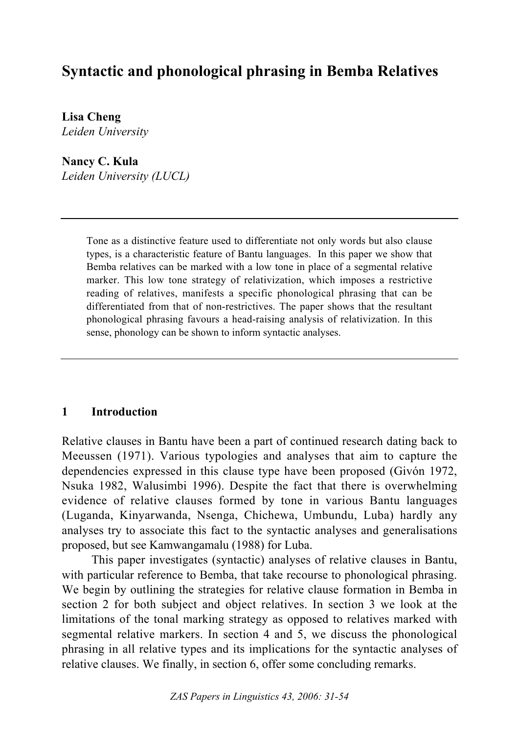# Syntactic and phonological phrasing in Bemba Relatives

**Lisa Cheng**
*Leiden University*

**Nancy C. Kula**
*Leiden University (LUCL)*

---

Tone as a distinctive feature used to differentiate not only words but also clause types, is a characteristic feature of Bantu languages. In this paper we show that Bemba relatives can be marked with a low tone in place of a segmental relative marker. This low tone strategy of relativization, which imposes a restrictive reading of relatives, manifests a specific phonological phrasing that can be differentiated from that of non-restrictives. The paper shows that the resultant phonological phrasing favours a head-raising analysis of relativization. In this sense, phonology can be shown to inform syntactic analyses.

---

## 1 Introduction

Relative clauses in Bantu have been a part of continued research dating back to Meeussen (1971). Various typologies and analyses that aim to capture the dependencies expressed in this clause type have been proposed (Givón 1972, Nsuka 1982, Walusimbi 1996). Despite the fact that there is overwhelming evidence of relative clauses formed by tone in various Bantu languages (Luganda, Kinyarwanda, Nsenga, Chichewa, Umbundu, Luba) hardly any analyses try to associate this fact to the syntactic analyses and generalisations proposed, but see Kamwangamalu (1988) for Luba.

This paper investigates (syntactic) analyses of relative clauses in Bantu, with particular reference to Bemba, that take recourse to phonological phrasing. We begin by outlining the strategies for relative clause formation in Bemba in section 2 for both subject and object relatives. In section 3 we look at the limitations of the tonal marking strategy as opposed to relatives marked with segmental relative markers. In section 4 and 5, we discuss the phonological phrasing in all relative types and its implications for the syntactic analyses of relative clauses. We finally, in section 6, offer some concluding remarks.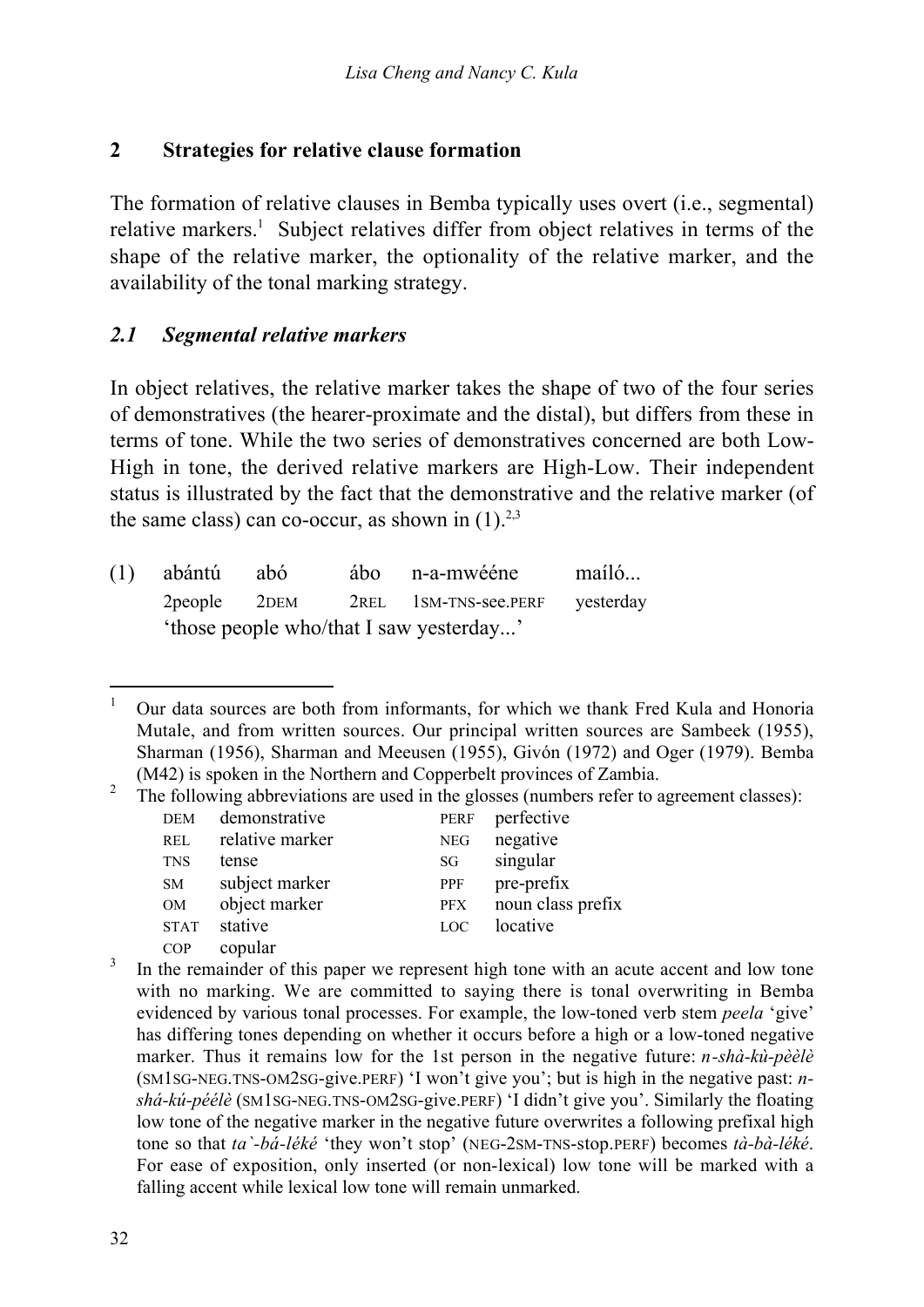## 2 Strategies for relative clause formation

The formation of relative clauses in Bemba typically uses overt (i.e., segmental) relative markers.[1] Subject relatives differ from object relatives in terms of the shape of the relative marker, the optionality of the relative marker, and the availability of the tonal marking strategy.

### *2.1 Segmental relative markers*

In object relatives, the relative marker takes the shape of two of the four series of demonstratives (the hearer-proximate and the distal), but differs from these in terms of tone. While the two series of demonstratives concerned are both Low-High in tone, the derived relative markers are High-Low. Their independent status is illustrated by the fact that the demonstrative and the relative marker (of the same class) can co-occur, as shown in (1).[2,3]

(1) abántú abó ábo n-a-mwééne maíló...
2people 2DEM 2REL 1SM-TNS-see.PERF yesterday
'those people who/that I saw yesterday...'

---

[1] Our data sources are both from informants, for which we thank Fred Kula and Honoria Mutale, and from written sources. Our principal written sources are Sambeek (1955), Sharman (1956), Sharman and Meeusen (1955), Givón (1972) and Oger (1979). Bemba (M42) is spoken in the Northern and Copperbelt provinces of Zambia.

[2] The following abbreviations are used in the glosses (numbers refer to agreement classes):

| | | | |
|---|---|---|---|
| DEM | demonstrative | PERF | perfective |
| REL | relative marker | NEG | negative |
| TNS | tense | SG | singular |
| SM | subject marker | PPF | pre-prefix |
| OM | object marker | PFX | noun class prefix |
| STAT | stative | LOC | locative |
| COP | copular | | |

[3] In the remainder of this paper we represent high tone with an acute accent and low tone with no marking. We are committed to saying there is tonal overwriting in Bemba evidenced by various tonal processes. For example, the low-toned verb stem *peela* 'give' has differing tones depending on whether it occurs before a high or a low-toned negative marker. Thus it remains low for the 1st person in the negative future: *n-shà-kù-pèèlè* (SM1SG-NEG.TNS-OM2SG-give.PERF) 'I won't give you'; but is high in the negative past: *n-shá-kú-péélè* (SM1SG-NEG.TNS-OM2SG-give.PERF) 'I didn't give you'. Similarly the floating low tone of the negative marker in the negative future overwrites a following prefixal high tone so that *ta`-bá-léké* 'they won't stop' (NEG-2SM-TNS-stop.PERF) becomes *tà-bà-léké*. For ease of exposition, only inserted (or non-lexical) low tone will be marked with a falling accent while lexical low tone will remain unmarked.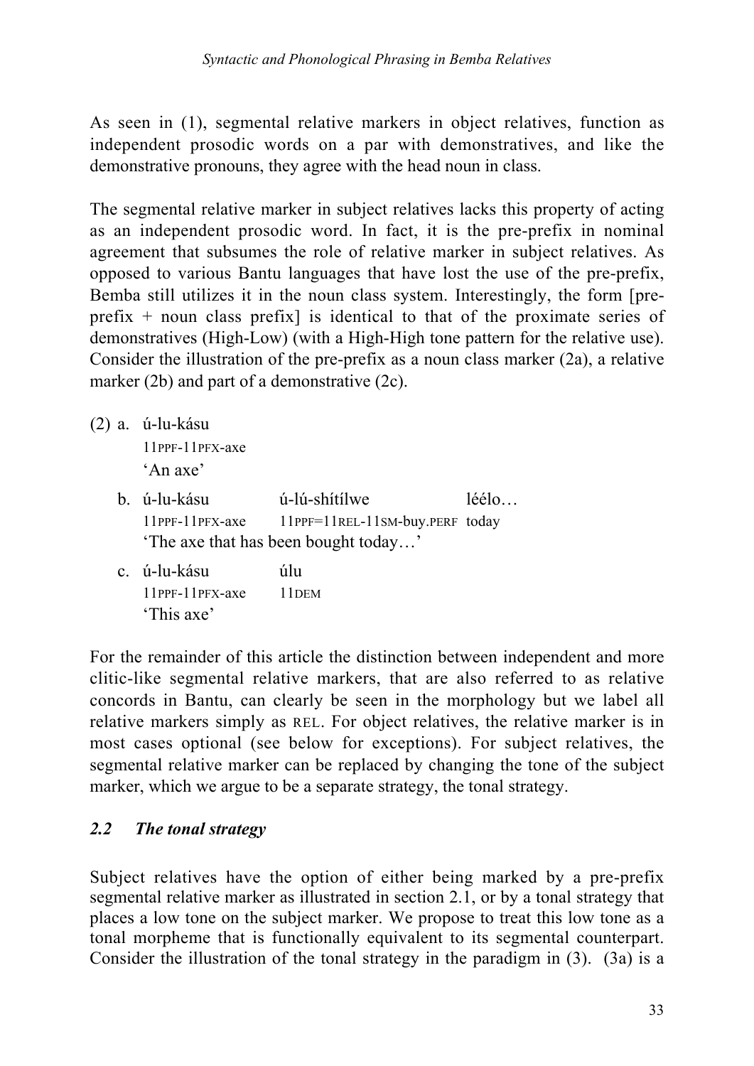As seen in (1), segmental relative markers in object relatives, function as independent prosodic words on a par with demonstratives, and like the demonstrative pronouns, they agree with the head noun in class.

The segmental relative marker in subject relatives lacks this property of acting as an independent prosodic word. In fact, it is the pre-prefix in nominal agreement that subsumes the role of relative marker in subject relatives. As opposed to various Bantu languages that have lost the use of the pre-prefix, Bemba still utilizes it in the noun class system. Interestingly, the form [pre-prefix + noun class prefix] is identical to that of the proximate series of demonstratives (High-Low) (with a High-High tone pattern for the relative use). Consider the illustration of the pre-prefix as a noun class marker (2a), a relative marker (2b) and part of a demonstrative (2c).

(2) a. ú-lu-kásu
11PPF-11PFX-axe
'An axe'

b. ú-lu-kásu ú-lú-shítílwe léélo…
11PPF-11PFX-axe 11PPF=11REL-11SM-buy.PERF today
'The axe that has been bought today…'

c. ú-lu-kásu úlu
11PPF-11PFX-axe 11DEM
'This axe'

For the remainder of this article the distinction between independent and more clitic-like segmental relative markers, that are also referred to as relative concords in Bantu, can clearly be seen in the morphology but we label all relative markers simply as REL. For object relatives, the relative marker is in most cases optional (see below for exceptions). For subject relatives, the segmental relative marker can be replaced by changing the tone of the subject marker, which we argue to be a separate strategy, the tonal strategy.

## *2.2 The tonal strategy*

Subject relatives have the option of either being marked by a pre-prefix segmental relative marker as illustrated in section 2.1, or by a tonal strategy that places a low tone on the subject marker. We propose to treat this low tone as a tonal morpheme that is functionally equivalent to its segmental counterpart. Consider the illustration of the tonal strategy in the paradigm in (3). (3a) is a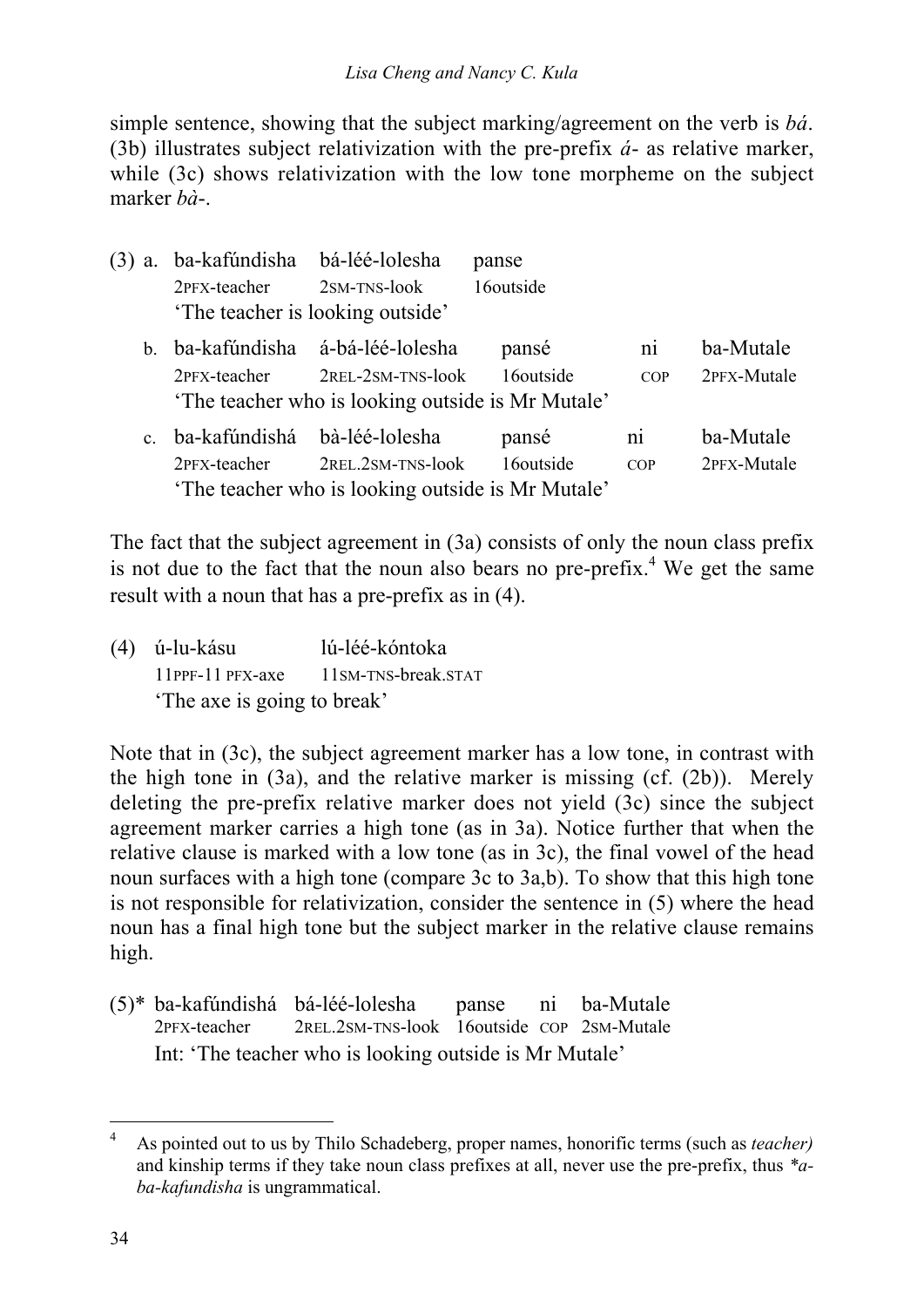simple sentence, showing that the subject marking/agreement on the verb is *bá*. (3b) illustrates subject relativization with the pre-prefix *á-* as relative marker, while (3c) shows relativization with the low tone morpheme on the subject marker *bà-*.

(3) a. ba-kafúndisha bá-léé-lolesha panse
2PFX-teacher 2SM-TNS-look 16outside
'The teacher is looking outside'

b. ba-kafúndisha á-bá-léé-lolesha pansé ni ba-Mutale
2PFX-teacher 2REL-2SM-TNS-look 16outside COP 2PFX-Mutale
'The teacher who is looking outside is Mr Mutale'

c. ba-kafúndishá bà-léé-lolesha pansé ni ba-Mutale
2PFX-teacher 2REL.2SM-TNS-look 16outside COP 2PFX-Mutale
'The teacher who is looking outside is Mr Mutale'

The fact that the subject agreement in (3a) consists of only the noun class prefix is not due to the fact that the noun also bears no pre-prefix.[4] We get the same result with a noun that has a pre-prefix as in (4).

(4) ú-lu-kású lú-léé-kóntoka
11PPF-11 PFX-axe 11SM-TNS-break.STAT
'The axe is going to break'

Note that in (3c), the subject agreement marker has a low tone, in contrast with the high tone in (3a), and the relative marker is missing (cf. (2b)). Merely deleting the pre-prefix relative marker does not yield (3c) since the subject agreement marker carries a high tone (as in 3a). Notice further that when the relative clause is marked with a low tone (as in 3c), the final vowel of the head noun surfaces with a high tone (compare 3c to 3a,b). To show that this high tone is not responsible for relativization, consider the sentence in (5) where the head noun has a final high tone but the subject marker in the relative clause remains high.

(5)* ba-kafúndishá bá-léé-lolesha panse ni ba-Mutale
2PFX-teacher 2REL.2SM-TNS-look 16outside COP 2SM-Mutale
Int: 'The teacher who is looking outside is Mr Mutale'

---

[4] As pointed out to us by Thilo Schadeberg, proper names, honorific terms (such as *teacher)* and kinship terms if they take noun class prefixes at all, never use the pre-prefix, thus *\*a-ba-kafundisha* is ungrammatical.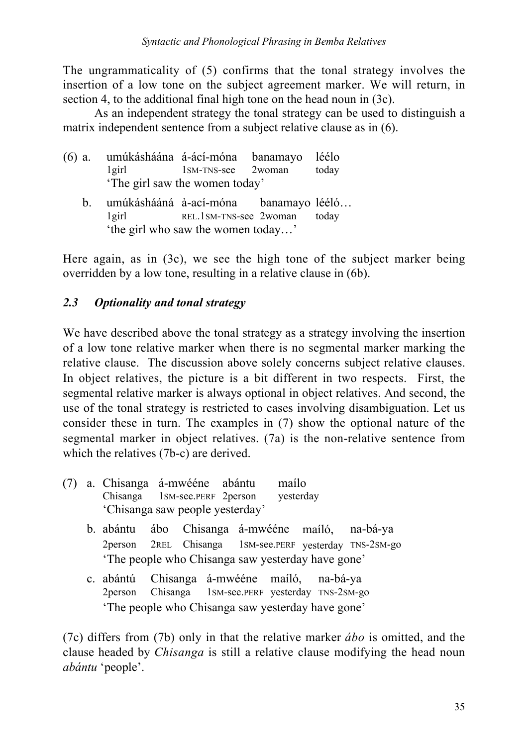The ungrammaticality of (5) confirms that the tonal strategy involves the insertion of a low tone on the subject agreement marker. We will return, in section 4, to the additional final high tone on the head noun in (3c).

As an independent strategy the tonal strategy can be used to distinguish a matrix independent sentence from a subject relative clause as in (6).

(6) a. umúkásháána á-ácí-móna banamayo léélo
   1girl 1SM-TNS-see 2woman today
   'The girl saw the women today'

   b. umúkáshááná à-ací-móna banamayo lééló…
   1girl REL.1SM-TNS-see 2woman today
   'the girl who saw the women today…'

Here again, as in (3c), we see the high tone of the subject marker being overridden by a low tone, resulting in a relative clause in (6b).

## 2.3 *Optionality and tonal strategy*

We have described above the tonal strategy as a strategy involving the insertion of a low tone relative marker when there is no segmental marker marking the relative clause. The discussion above solely concerns subject relative clauses. In object relatives, the picture is a bit different in two respects. First, the segmental relative marker is always optional in object relatives. And second, the use of the tonal strategy is restricted to cases involving disambiguation. Let us consider these in turn. The examples in (7) show the optional nature of the segmental marker in object relatives. (7a) is the non-relative sentence from which the relatives (7b-c) are derived.

(7) a. Chisanga á-mwééne abántu maílo
   Chisanga 1SM-see.PERF 2person yesterday
   'Chisanga saw people yesterday'

   b. abántu ábo Chisanga á-mwééne maíló, na-bá-ya
   2person 2REL Chisanga 1SM-see.PERF yesterday TNS-2SM-go
   'The people who Chisanga saw yesterday have gone'

   c. abántú Chisanga á-mwééne maíló, na-bá-ya
   2person Chisanga 1SM-see.PERF yesterday TNS-2SM-go
   'The people who Chisanga saw yesterday have gone'

(7c) differs from (7b) only in that the relative marker *ábo* is omitted, and the clause headed by *Chisanga* is still a relative clause modifying the head noun *abántu* 'people'.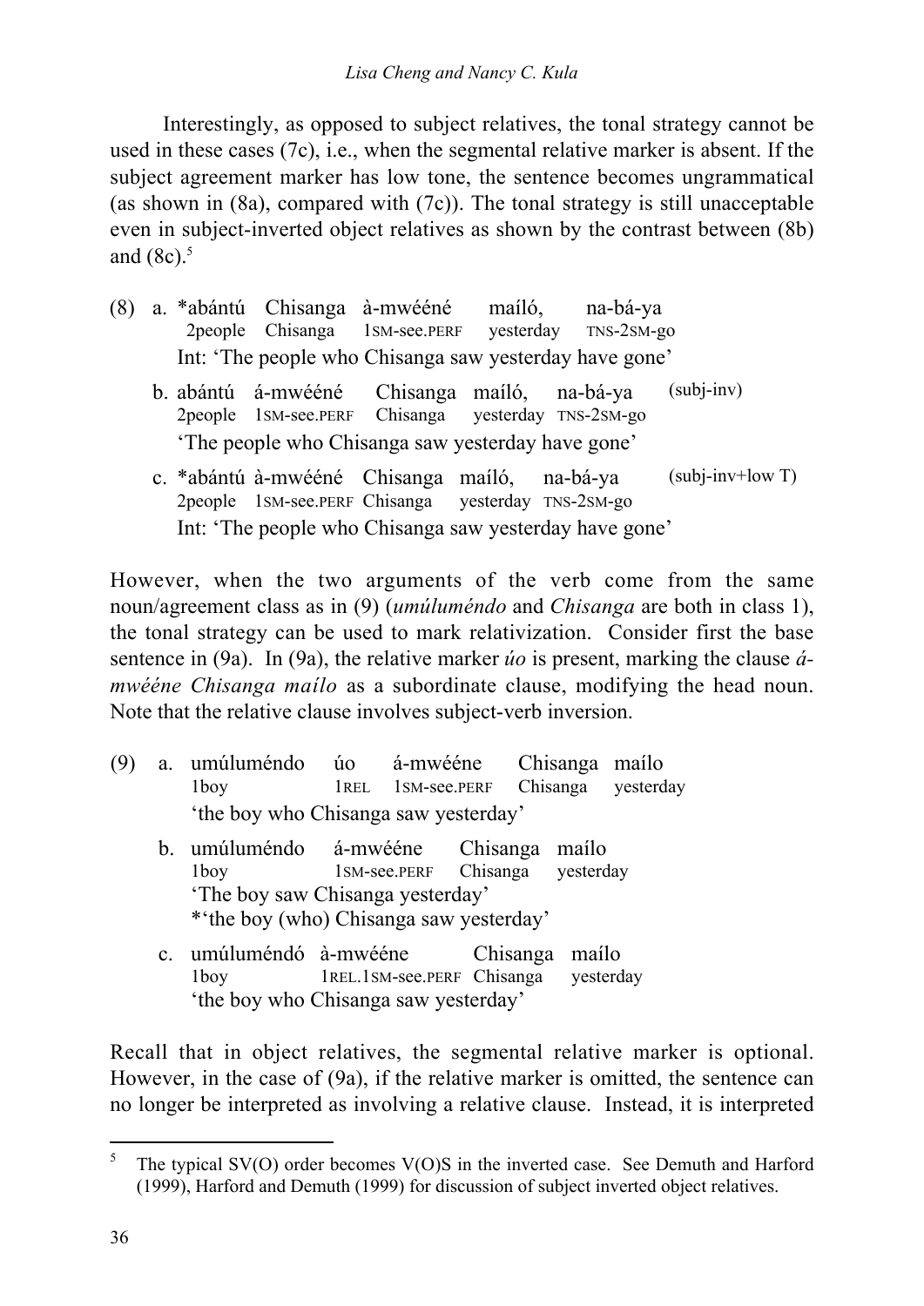Interestingly, as opposed to subject relatives, the tonal strategy cannot be used in these cases (7c), i.e., when the segmental relative marker is absent. If the subject agreement marker has low tone, the sentence becomes ungrammatical (as shown in (8a), compared with (7c)). The tonal strategy is still unacceptable even in subject-inverted object relatives as shown by the contrast between (8b) and (8c).[5]

(8) a. *abántú Chisanga à-mwééné maíló, na-bá-ya  
  2people Chisanga 1SM-see.PERF yesterday TNS-2SM-go  
  Int: 'The people who Chisanga saw yesterday have gone'

  b. abántú á-mwééné Chisanga maíló, na-bá-ya (subj-inv)  
  2people 1SM-see.PERF Chisanga yesterday TNS-2SM-go  
  'The people who Chisanga saw yesterday have gone'

  c. *abántú à-mwééné Chisanga maíló, na-bá-ya (subj-inv+low T)  
  2people 1SM-see.PERF Chisanga yesterday TNS-2SM-go  
  Int: 'The people who Chisanga saw yesterday have gone'

However, when the two arguments of the verb come from the same noun/agreement class as in (9) (*umúluméndo* and *Chisanga* are both in class 1), the tonal strategy can be used to mark relativization. Consider first the base sentence in (9a). In (9a), the relative marker *úo* is present, marking the clause *á-mwééne Chisanga maílo* as a subordinate clause, modifying the head noun. Note that the relative clause involves subject-verb inversion.

(9) a. umúluméndo úo á-mwééne Chisanga maílo  
  1boy 1REL 1SM-see.PERF Chisanga yesterday  
  'the boy who Chisanga saw yesterday'

  b. umúluméndo á-mwééne Chisanga maílo  
  1boy 1SM-see.PERF Chisanga yesterday  
  'The boy saw Chisanga yesterday'  
  *'the boy (who) Chisanga saw yesterday'

  c. umúluméndó à-mwééne Chisanga maílo  
  1boy 1REL.1SM-see.PERF Chisanga yesterday  
  'the boy who Chisanga saw yesterday'

Recall that in object relatives, the segmental relative marker is optional. However, in the case of (9a), if the relative marker is omitted, the sentence can no longer be interpreted as involving a relative clause. Instead, it is interpreted

[5] The typical SV(O) order becomes V(O)S in the inverted case. See Demuth and Harford (1999), Harford and Demuth (1999) for discussion of subject inverted object relatives.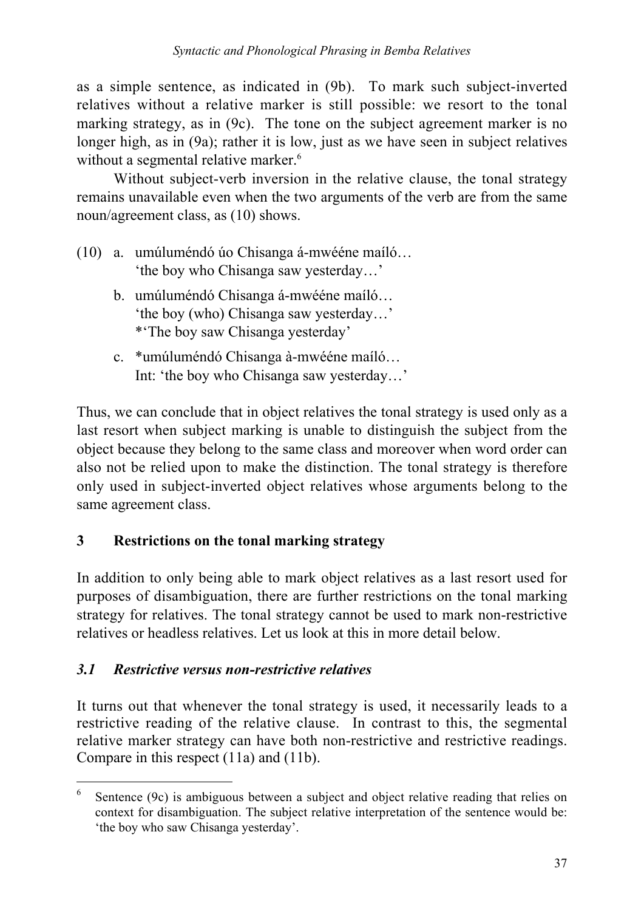as a simple sentence, as indicated in (9b). To mark such subject-inverted relatives without a relative marker is still possible: we resort to the tonal marking strategy, as in (9c). The tone on the subject agreement marker is no longer high, as in (9a); rather it is low, just as we have seen in subject relatives without a segmental relative marker.[6]

Without subject-verb inversion in the relative clause, the tonal strategy remains unavailable even when the two arguments of the verb are from the same noun/agreement class, as (10) shows.

(10) a. umúluméndó úo Chisanga á-mwééne maíló…
 'the boy who Chisanga saw yesterday…'

 b. umúluméndó Chisanga á-mwééne maíló…
 'the boy (who) Chisanga saw yesterday…'
 *'The boy saw Chisanga yesterday'

 c. *umúluméndó Chisanga à-mwééne maíló…
 Int: 'the boy who Chisanga saw yesterday…'

Thus, we can conclude that in object relatives the tonal strategy is used only as a last resort when subject marking is unable to distinguish the subject from the object because they belong to the same class and moreover when word order can also not be relied upon to make the distinction. The tonal strategy is therefore only used in subject-inverted object relatives whose arguments belong to the same agreement class.

## 3 Restrictions on the tonal marking strategy

In addition to only being able to mark object relatives as a last resort used for purposes of disambiguation, there are further restrictions on the tonal marking strategy for relatives. The tonal strategy cannot be used to mark non-restrictive relatives or headless relatives. Let us look at this in more detail below.

### *3.1 Restrictive versus non-restrictive relatives*

It turns out that whenever the tonal strategy is used, it necessarily leads to a restrictive reading of the relative clause. In contrast to this, the segmental relative marker strategy can have both non-restrictive and restrictive readings. Compare in this respect (11a) and (11b).

---

[6] Sentence (9c) is ambiguous between a subject and object relative reading that relies on context for disambiguation. The subject relative interpretation of the sentence would be: 'the boy who saw Chisanga yesterday'.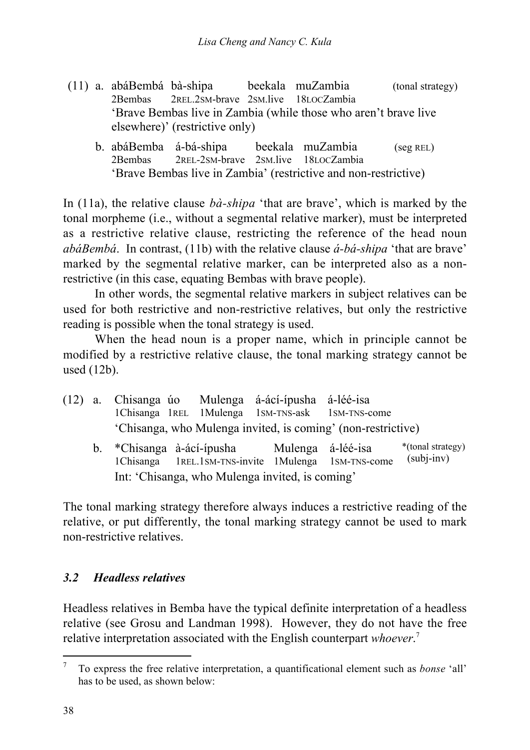(11) a. abáBembá bà-shipa beekala muZambia (tonal strategy)
   2Bembas 2REL.2SM-brave 2SM.live 18LOCZambia
   'Brave Bembas live in Zambia (while those who aren't brave live elsewhere)' (restrictive only)

   b. abáBemba á-bá-shipa beekala muZambia (seg REL)
   2Bembas 2REL-2SM-brave 2SM.live 18LOCZambia
   'Brave Bembas live in Zambia' (restrictive and non-restrictive)

In (11a), the relative clause *bà-shipa* 'that are brave', which is marked by the tonal morpheme (i.e., without a segmental relative marker), must be interpreted as a restrictive relative clause, restricting the reference of the head noun *abáBembá*. In contrast, (11b) with the relative clause *á-bá-shipa* 'that are brave' marked by the segmental relative marker, can be interpreted also as a non-restrictive (in this case, equating Bembas with brave people).

In other words, the segmental relative markers in subject relatives can be used for both restrictive and non-restrictive relatives, but only the restrictive reading is possible when the tonal strategy is used.

When the head noun is a proper name, which in principle cannot be modified by a restrictive relative clause, the tonal marking strategy cannot be used (12b).

(12) a. Chisanga úo Mulenga á-ácí-ípusha á-léé-isa
   1Chisanga 1REL 1Mulenga 1SM-TNS-ask 1SM-TNS-come
   'Chisanga, who Mulenga invited, is coming' (non-restrictive)

   b. *Chisanga à-ácí-ípusha Mulenga á-léé-isa *(tonal strategy) (subj-inv)
   1Chisanga 1REL.1SM-TNS-invite 1Mulenga 1SM-TNS-come
   Int: 'Chisanga, who Mulenga invited, is coming'

The tonal marking strategy therefore always induces a restrictive reading of the relative, or put differently, the tonal marking strategy cannot be used to mark non-restrictive relatives.

### *3.2 Headless relatives*

Headless relatives in Bemba have the typical definite interpretation of a headless relative (see Grosu and Landman 1998). However, they do not have the free relative interpretation associated with the English counterpart *whoever*.[7]

[7] To express the free relative interpretation, a quantificational element such as *bonse* 'all' has to be used, as shown below: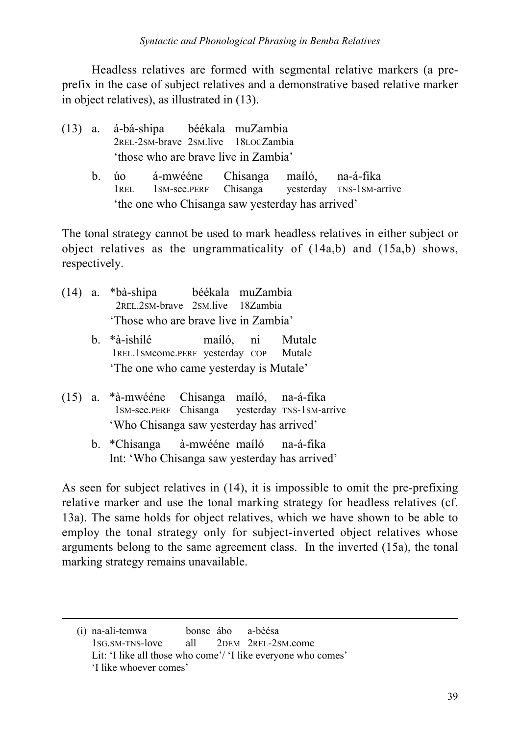Headless relatives are formed with segmental relative markers (a pre-prefix in the case of subject relatives and a demonstrative based relative marker in object relatives), as illustrated in (13).

(13) a. á-bá-shipa béékala muZambia
2REL-2SM-brave 2SM.live 18LOCZambia
'those who are brave live in Zambia'

b. úo á-mwééne Chisanga maíló, na-á-fika
1REL 1SM-see.PERF Chisanga yesterday TNS-1SM-arrive
'the one who Chisanga saw yesterday has arrived'

The tonal strategy cannot be used to mark headless relatives in either subject or object relatives as the ungrammaticality of (14a,b) and (15a,b) shows, respectively.

(14) a. *bà-shipa béékala muZambia
2REL.2SM-brave 2SM.live 18Zambia
'Those who are brave live in Zambia'

b. *à-ishílé maíló, ni Mutale
1REL.1SMcome.PERF yesterday COP Mutale
'The one who came yesterday is Mutale'

(15) a. *à-mwééne Chisanga maíló, na-á-fika
1SM-see.PERF Chisanga yesterday TNS-1SM-arrive
'Who Chisanga saw yesterday has arrived'

b. *Chisanga à-mwééne maíló na-á-fika
Int: 'Who Chisanga saw yesterday has arrived'

As seen for subject relatives in (14), it is impossible to omit the pre-prefixing relative marker and use the tonal marking strategy for headless relatives (cf. 13a). The same holds for object relatives, which we have shown to be able to employ the tonal strategy only for subject-inverted object relatives whose arguments belong to the same agreement class. In the inverted (15a), the tonal marking strategy remains unavailable.

---

(i) na-ali-temwa bonse ábo a-béésa
1SG.SM-TNS-love all 2DEM 2REL-2SM.come
Lit: 'I like all those who come'/ 'I like everyone who comes'
'I like whoever comes'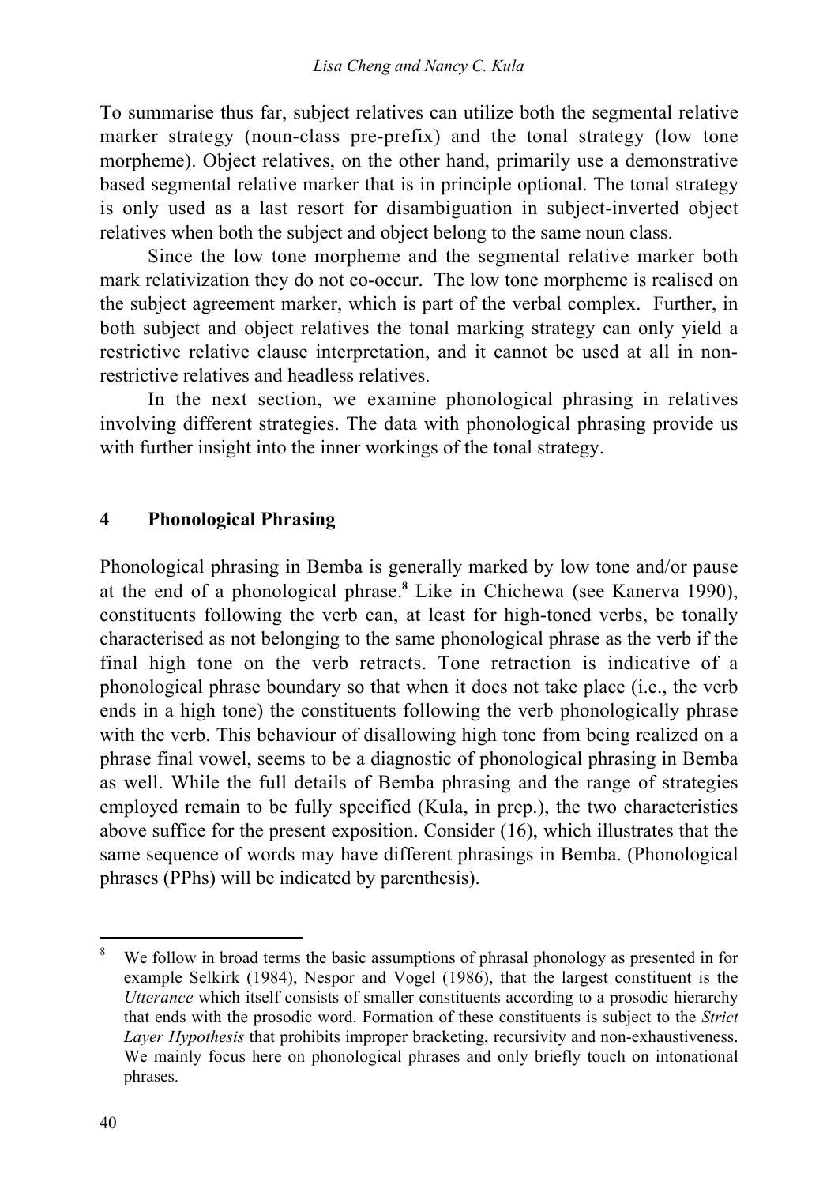To summarise thus far, subject relatives can utilize both the segmental relative marker strategy (noun-class pre-prefix) and the tonal strategy (low tone morpheme). Object relatives, on the other hand, primarily use a demonstrative based segmental relative marker that is in principle optional. The tonal strategy is only used as a last resort for disambiguation in subject-inverted object relatives when both the subject and object belong to the same noun class.

Since the low tone morpheme and the segmental relative marker both mark relativization they do not co-occur. The low tone morpheme is realised on the subject agreement marker, which is part of the verbal complex. Further, in both subject and object relatives the tonal marking strategy can only yield a restrictive relative clause interpretation, and it cannot be used at all in non-restrictive relatives and headless relatives.

In the next section, we examine phonological phrasing in relatives involving different strategies. The data with phonological phrasing provide us with further insight into the inner workings of the tonal strategy.

## 4 Phonological Phrasing

Phonological phrasing in Bemba is generally marked by low tone and/or pause at the end of a phonological phrase.[8] Like in Chichewa (see Kanerva 1990), constituents following the verb can, at least for high-toned verbs, be tonally characterised as not belonging to the same phonological phrase as the verb if the final high tone on the verb retracts. Tone retraction is indicative of a phonological phrase boundary so that when it does not take place (i.e., the verb ends in a high tone) the constituents following the verb phonologically phrase with the verb. This behaviour of disallowing high tone from being realized on a phrase final vowel, seems to be a diagnostic of phonological phrasing in Bemba as well. While the full details of Bemba phrasing and the range of strategies employed remain to be fully specified (Kula, in prep.), the two characteristics above suffice for the present exposition. Consider (16), which illustrates that the same sequence of words may have different phrasings in Bemba. (Phonological phrases (PPhs) will be indicated by parenthesis).

[8] We follow in broad terms the basic assumptions of phrasal phonology as presented in for example Selkirk (1984), Nespor and Vogel (1986), that the largest constituent is the *Utterance* which itself consists of smaller constituents according to a prosodic hierarchy that ends with the prosodic word. Formation of these constituents is subject to the *Strict Layer Hypothesis* that prohibits improper bracketing, recursivity and non-exhaustiveness. We mainly focus here on phonological phrases and only briefly touch on intonational phrases.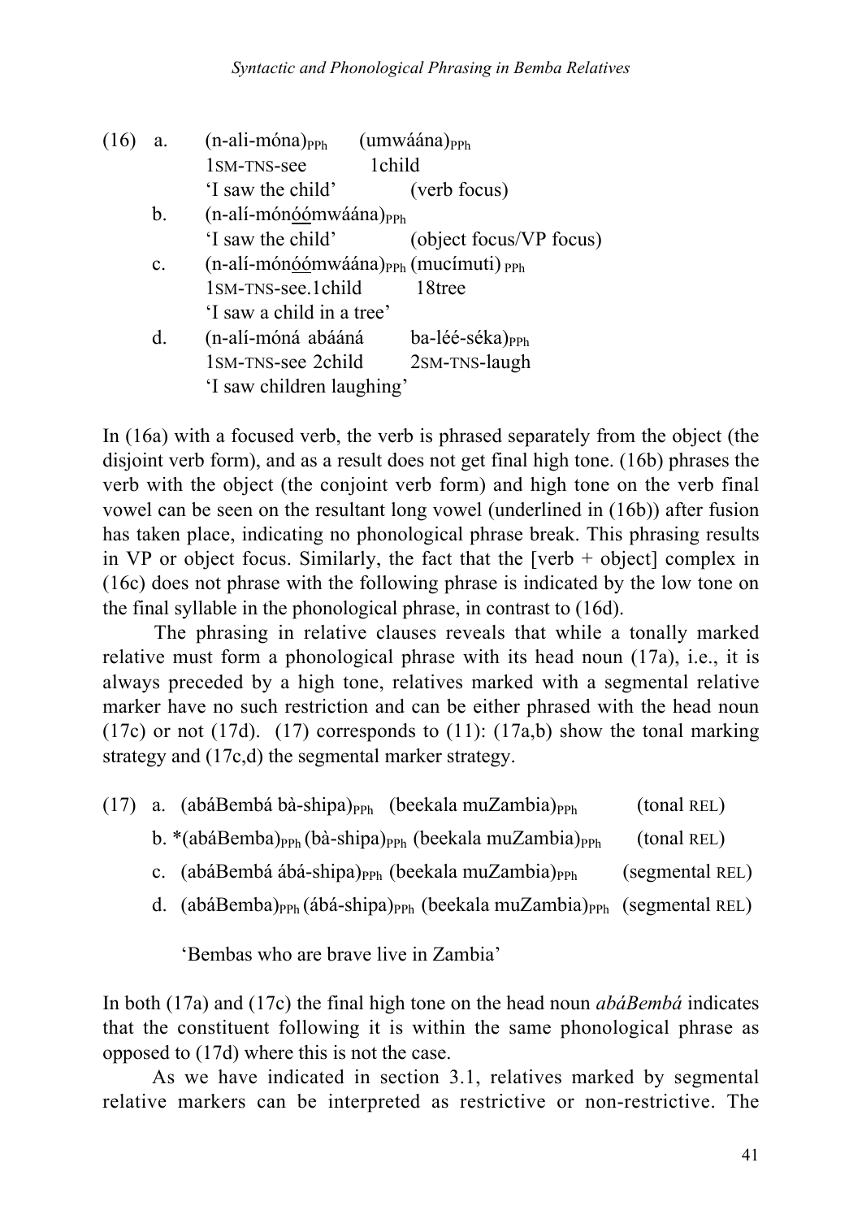(16) a. (n-ali-móna)$_{PPh}$ (umwáána)$_{PPh}$
1SM-TNS-see 1child
'I saw the child' (verb focus)

b. (n-alí-món<u>óó</u>mwáána)$_{PPh}$
'I saw the child' (object focus/VP focus)

c. (n-alí-món<u>óó</u>mwáána)$_{PPh}$ (mucímuti)$_{PPh}$
1SM-TNS-see.1child 18tree
'I saw a child in a tree'

d. (n-alí-móná abááná ba-léé-séka)$_{PPh}$
1SM-TNS-see 2child 2SM-TNS-laugh
'I saw children laughing'

In (16a) with a focused verb, the verb is phrased separately from the object (the disjoint verb form), and as a result does not get final high tone. (16b) phrases the verb with the object (the conjoint verb form) and high tone on the verb final vowel can be seen on the resultant long vowel (underlined in (16b)) after fusion has taken place, indicating no phonological phrase break. This phrasing results in VP or object focus. Similarly, the fact that the [verb + object] complex in (16c) does not phrase with the following phrase is indicated by the low tone on the final syllable in the phonological phrase, in contrast to (16d).

The phrasing in relative clauses reveals that while a tonally marked relative must form a phonological phrase with its head noun (17a), i.e., it is always preceded by a high tone, relatives marked with a segmental relative marker have no such restriction and can be either phrased with the head noun (17c) or not (17d). (17) corresponds to (11): (17a,b) show the tonal marking strategy and (17c,d) the segmental marker strategy.

(17) a. (abáBembá bà-shipa)$_{PPh}$ (beekala muZambia)$_{PPh}$ (tonal REL)

b. *(abáBemba)$_{PPh}$ (bà-shipa)$_{PPh}$ (beekala muZambia)$_{PPh}$ (tonal REL)

c. (abáBembá ábá-shipa)$_{PPh}$ (beekala muZambia)$_{PPh}$ (segmental REL)

d. (abáBemba)$_{PPh}$ (ábá-shipa)$_{PPh}$ (beekala muZambia)$_{PPh}$ (segmental REL)

'Bembas who are brave live in Zambia'

In both (17a) and (17c) the final high tone on the head noun *abáBembá* indicates that the constituent following it is within the same phonological phrase as opposed to (17d) where this is not the case.

As we have indicated in section 3.1, relatives marked by segmental relative markers can be interpreted as restrictive or non-restrictive. The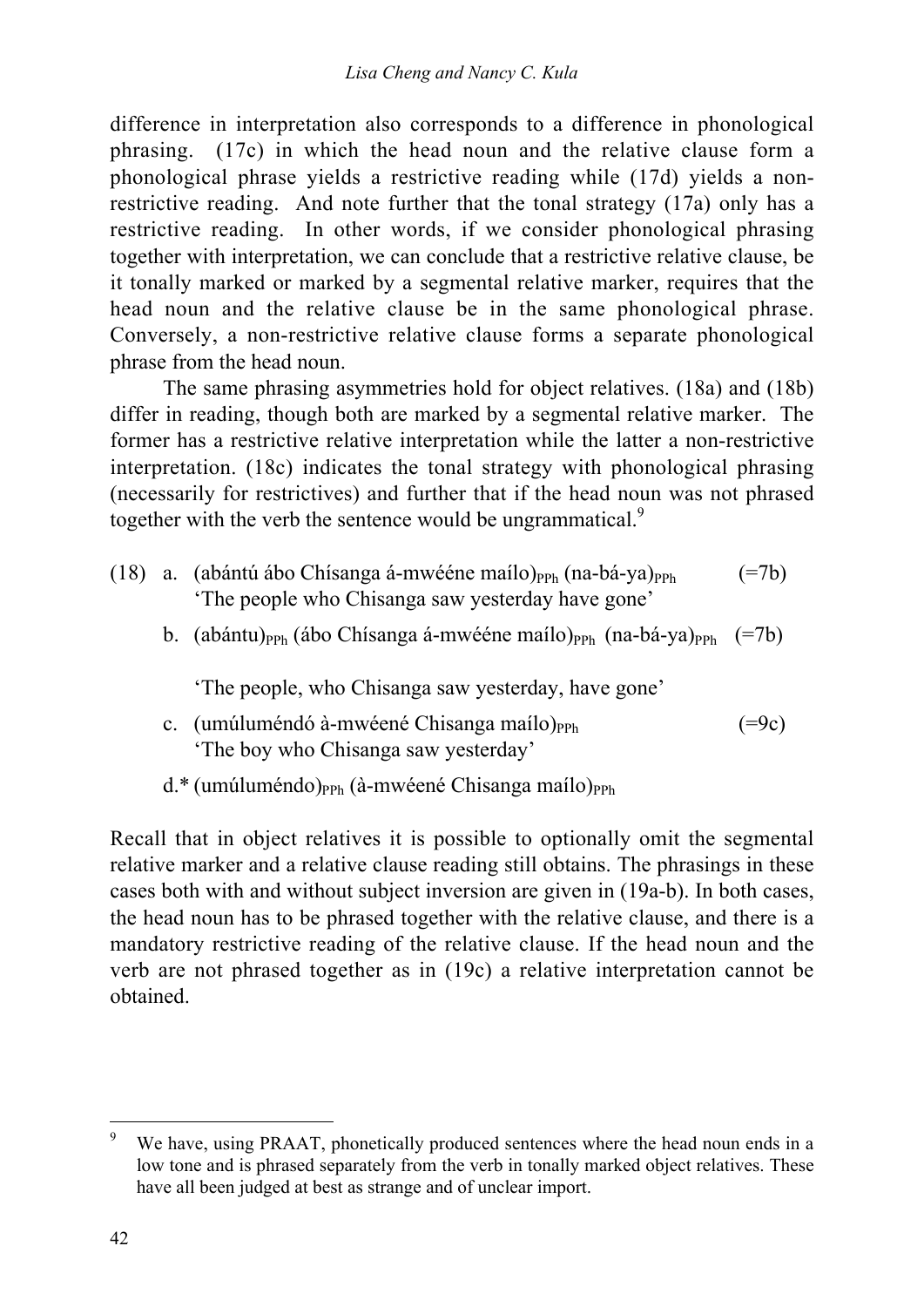difference in interpretation also corresponds to a difference in phonological phrasing. (17c) in which the head noun and the relative clause form a phonological phrase yields a restrictive reading while (17d) yields a non-restrictive reading. And note further that the tonal strategy (17a) only has a restrictive reading. In other words, if we consider phonological phrasing together with interpretation, we can conclude that a restrictive relative clause, be it tonally marked or marked by a segmental relative marker, requires that the head noun and the relative clause be in the same phonological phrase. Conversely, a non-restrictive relative clause forms a separate phonological phrase from the head noun.

The same phrasing asymmetries hold for object relatives. (18a) and (18b) differ in reading, though both are marked by a segmental relative marker. The former has a restrictive relative interpretation while the latter a non-restrictive interpretation. (18c) indicates the tonal strategy with phonological phrasing (necessarily for restrictives) and further that if the head noun was not phrased together with the verb the sentence would be ungrammatical.[9]

(18) a. (abántú ábo Chísanga á-mwééne maílo)$_{\text{PPh}}$ (na-bá-ya)$_{\text{PPh}}$ (=7b)
'The people who Chisanga saw yesterday have gone'

b. (abántu)$_{\text{PPh}}$ (ábo Chísanga á-mwééne maílo)$_{\text{PPh}}$ (na-bá-ya)$_{\text{PPh}}$ (=7b)
'The people, who Chisanga saw yesterday, have gone'

c. (umúluméndó à-mwéené Chisanga maílo)$_{\text{PPh}}$ (=9c)
'The boy who Chisanga saw yesterday'

d.* (umúluméndo)$_{\text{PPh}}$ (à-mwéené Chisanga maílo)$_{\text{PPh}}$

Recall that in object relatives it is possible to optionally omit the segmental relative marker and a relative clause reading still obtains. The phrasings in these cases both with and without subject inversion are given in (19a-b). In both cases, the head noun has to be phrased together with the relative clause, and there is a mandatory restrictive reading of the relative clause. If the head noun and the verb are not phrased together as in (19c) a relative interpretation cannot be obtained.

[9] We have, using PRAAT, phonetically produced sentences where the head noun ends in a low tone and is phrased separately from the verb in tonally marked object relatives. These have all been judged at best as strange and of unclear import.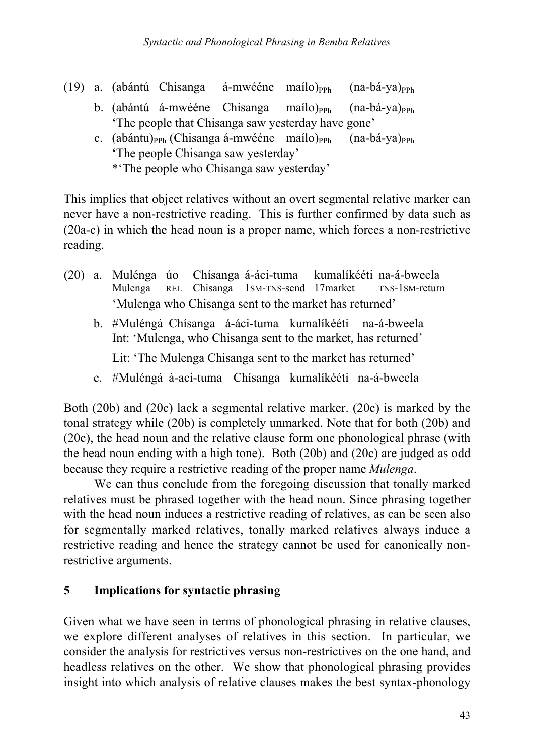(19) a. (abántú Chisanga á-mwééne maílo)$_{PPh}$ (na-bá-ya)$_{PPh}$

b. (abántú á-mwééne Chisanga maílo)$_{PPh}$ (na-bá-ya)$_{PPh}$
'The people that Chisanga saw yesterday have gone'

c. (abántu)$_{PPh}$ (Chisanga á-mwééne maílo)$_{PPh}$ (na-bá-ya)$_{PPh}$
'The people Chisanga saw yesterday'
*'The people who Chisanga saw yesterday'

This implies that object relatives without an overt segmental relative marker can never have a non-restrictive reading. This is further confirmed by data such as (20a-c) in which the head noun is a proper name, which forces a non-restrictive reading.

(20) a. Mulénga úo Chísanga á-áci-tuma kumalíkééti na-á-bweela
Mulenga REL Chisanga 1SM-TNS-send 17market TNS-1SM-return
'Mulenga who Chisanga sent to the market has returned'

b. #Muléngá Chísanga á-áci-tuma kumalíkééti na-á-bweela
Int: 'Mulenga, who Chisanga sent to the market, has returned'

Lit: 'The Mulenga Chisanga sent to the market has returned'

c. #Muléngá à-aci-tuma Chísanga kumalíkééti na-á-bweela

Both (20b) and (20c) lack a segmental relative marker. (20c) is marked by the tonal strategy while (20b) is completely unmarked. Note that for both (20b) and (20c), the head noun and the relative clause form one phonological phrase (with the head noun ending with a high tone). Both (20b) and (20c) are judged as odd because they require a restrictive reading of the proper name *Mulenga*.

We can thus conclude from the foregoing discussion that tonally marked relatives must be phrased together with the head noun. Since phrasing together with the head noun induces a restrictive reading of relatives, as can be seen also for segmentally marked relatives, tonally marked relatives always induce a restrictive reading and hence the strategy cannot be used for canonically non-restrictive arguments.

## 5 Implications for syntactic phrasing

Given what we have seen in terms of phonological phrasing in relative clauses, we explore different analyses of relatives in this section. In particular, we consider the analysis for restrictives versus non-restrictives on the one hand, and headless relatives on the other. We show that phonological phrasing provides insight into which analysis of relative clauses makes the best syntax-phonology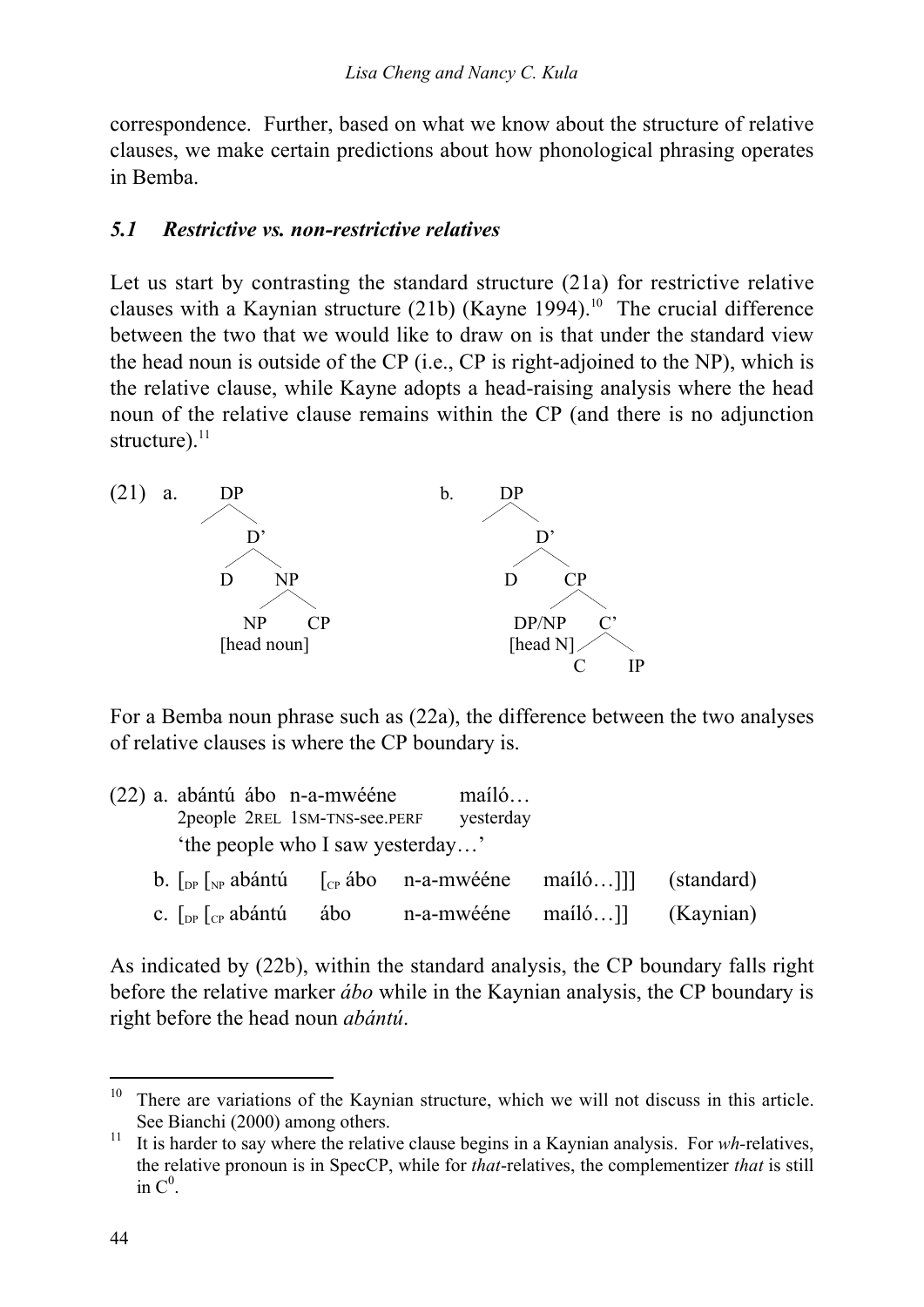correspondence. Further, based on what we know about the structure of relative clauses, we make certain predictions about how phonological phrasing operates in Bemba.

### *5.1 Restrictive vs. non-restrictive relatives*

Let us start by contrasting the standard structure (21a) for restrictive relative clauses with a Kaynian structure (21b) (Kayne 1994).[10] The crucial difference between the two that we would like to draw on is that under the standard view the head noun is outside of the CP (i.e., CP is right-adjoined to the NP), which is the relative clause, while Kayne adopts a head-raising analysis where the head noun of the relative clause remains within the CP (and there is no adjunction structure).[11]

(21) a. [DP [D' D [NP NP[head noun] CP]]]

b. [DP [D' D [CP DP/NP[head N] [C' C IP]]]]

For a Bemba noun phrase such as (22a), the difference between the two analyses of relative clauses is where the CP boundary is.

(22) a. abántú ábo n-a-mwééne maíló…
2people 2REL 1SM-TNS-see.PERF yesterday
'the people who I saw yesterday…'

b. [$_{DP}$ [$_{NP}$ abántú [$_{CP}$ ábo n-a-mwééne maíló…]]] (standard)

c. [$_{DP}$ [$_{CP}$ abántú ábo n-a-mwééne maíló…]] (Kaynian)

As indicated by (22b), within the standard analysis, the CP boundary falls right before the relative marker *ábo* while in the Kaynian analysis, the CP boundary is right before the head noun *abántú*.

---

[10] There are variations of the Kaynian structure, which we will not discuss in this article. See Bianchi (2000) among others.

[11] It is harder to say where the relative clause begins in a Kaynian analysis. For *wh*-relatives, the relative pronoun is in SpecCP, while for *that*-relatives, the complementizer *that* is still in $C^0$.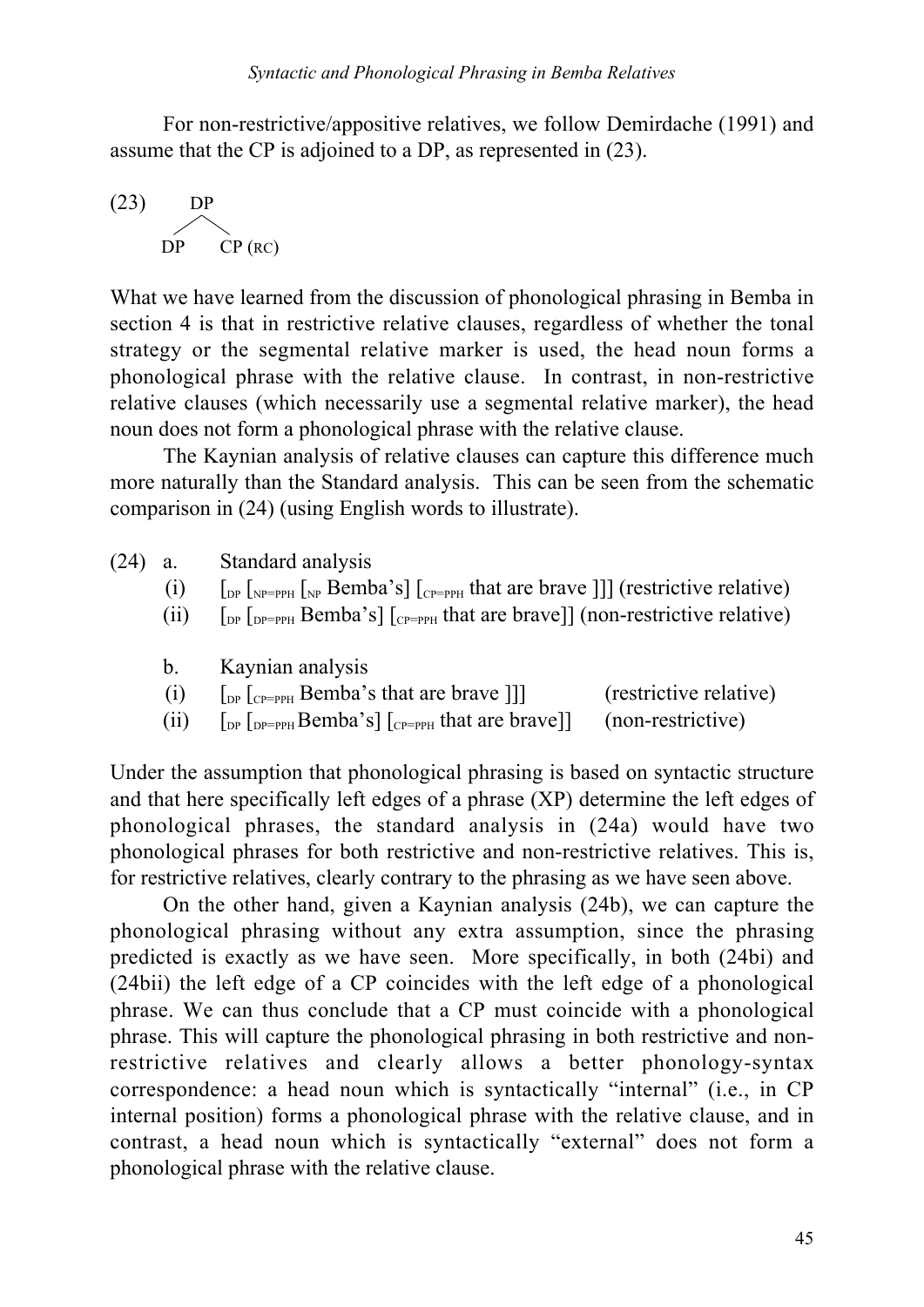For non-restrictive/appositive relatives, we follow Demirdache (1991) and assume that the CP is adjoined to a DP, as represented in (23).

```
(23)    DP
       /  \
     DP    CP (RC)
```

What we have learned from the discussion of phonological phrasing in Bemba in section 4 is that in restrictive relative clauses, regardless of whether the tonal strategy or the segmental relative marker is used, the head noun forms a phonological phrase with the relative clause. In contrast, in non-restrictive relative clauses (which necessarily use a segmental relative marker), the head noun does not form a phonological phrase with the relative clause.

The Kaynian analysis of relative clauses can capture this difference much more naturally than the Standard analysis. This can be seen from the schematic comparison in (24) (using English words to illustrate).

(24) a. Standard analysis

(i) [$_{DP}$ [$_{NP=PPH}$ [$_{NP}$ Bemba's] [$_{CP=PPH}$ that are brave ]]] (restrictive relative)

(ii) [$_{DP}$ [$_{DP=PPH}$ Bemba's] [$_{CP=PPH}$ that are brave]] (non-restrictive relative)

b. Kaynian analysis

(i) [$_{DP}$ [$_{CP=PPH}$ Bemba's that are brave ]]] (restrictive relative)

(ii) [$_{DP}$ [$_{DP=PPH}$ Bemba's] [$_{CP=PPH}$ that are brave]] (non-restrictive)

Under the assumption that phonological phrasing is based on syntactic structure and that here specifically left edges of a phrase (XP) determine the left edges of phonological phrases, the standard analysis in (24a) would have two phonological phrases for both restrictive and non-restrictive relatives. This is, for restrictive relatives, clearly contrary to the phrasing as we have seen above.

On the other hand, given a Kaynian analysis (24b), we can capture the phonological phrasing without any extra assumption, since the phrasing predicted is exactly as we have seen. More specifically, in both (24bi) and (24bii) the left edge of a CP coincides with the left edge of a phonological phrase. We can thus conclude that a CP must coincide with a phonological phrase. This will capture the phonological phrasing in both restrictive and non-restrictive relatives and clearly allows a better phonology-syntax correspondence: a head noun which is syntactically "internal" (i.e., in CP internal position) forms a phonological phrase with the relative clause, and in contrast, a head noun which is syntactically "external" does not form a phonological phrase with the relative clause.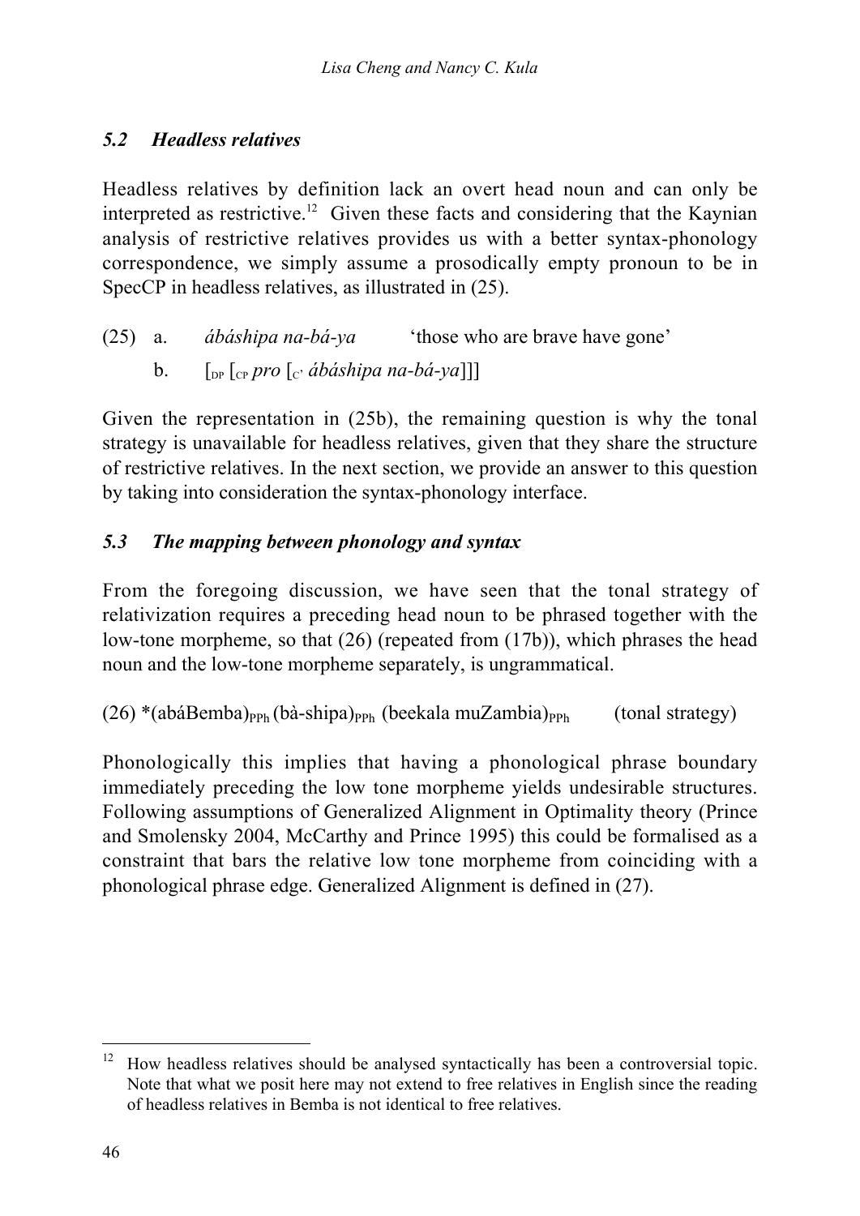### *5.2 Headless relatives*

Headless relatives by definition lack an overt head noun and can only be interpreted as restrictive.[12] Given these facts and considering that the Kaynian analysis of restrictive relatives provides us with a better syntax-phonology correspondence, we simply assume a prosodically empty pronoun to be in SpecCP in headless relatives, as illustrated in (25).

(25) a. *ábáshipa na-bá-ya* 'those who are brave have gone'

b. $[_{DP}$ $[_{CP}$ *pro* $[_{C'}$ *ábáshipa na-bá-ya*]]]

Given the representation in (25b), the remaining question is why the tonal strategy is unavailable for headless relatives, given that they share the structure of restrictive relatives. In the next section, we provide an answer to this question by taking into consideration the syntax-phonology interface.

### *5.3 The mapping between phonology and syntax*

From the foregoing discussion, we have seen that the tonal strategy of relativization requires a preceding head noun to be phrased together with the low-tone morpheme, so that (26) (repeated from (17b)), which phrases the head noun and the low-tone morpheme separately, is ungrammatical.

(26) *(abáBemba)$_{PPh}$ (bà-shipa)$_{PPh}$ (beekala muZambia)$_{PPh}$ (tonal strategy)

Phonologically this implies that having a phonological phrase boundary immediately preceding the low tone morpheme yields undesirable structures. Following assumptions of Generalized Alignment in Optimality theory (Prince and Smolensky 2004, McCarthy and Prince 1995) this could be formalised as a constraint that bars the relative low tone morpheme from coinciding with a phonological phrase edge. Generalized Alignment is defined in (27).

---

[12] How headless relatives should be analysed syntactically has been a controversial topic. Note that what we posit here may not extend to free relatives in English since the reading of headless relatives in Bemba is not identical to free relatives.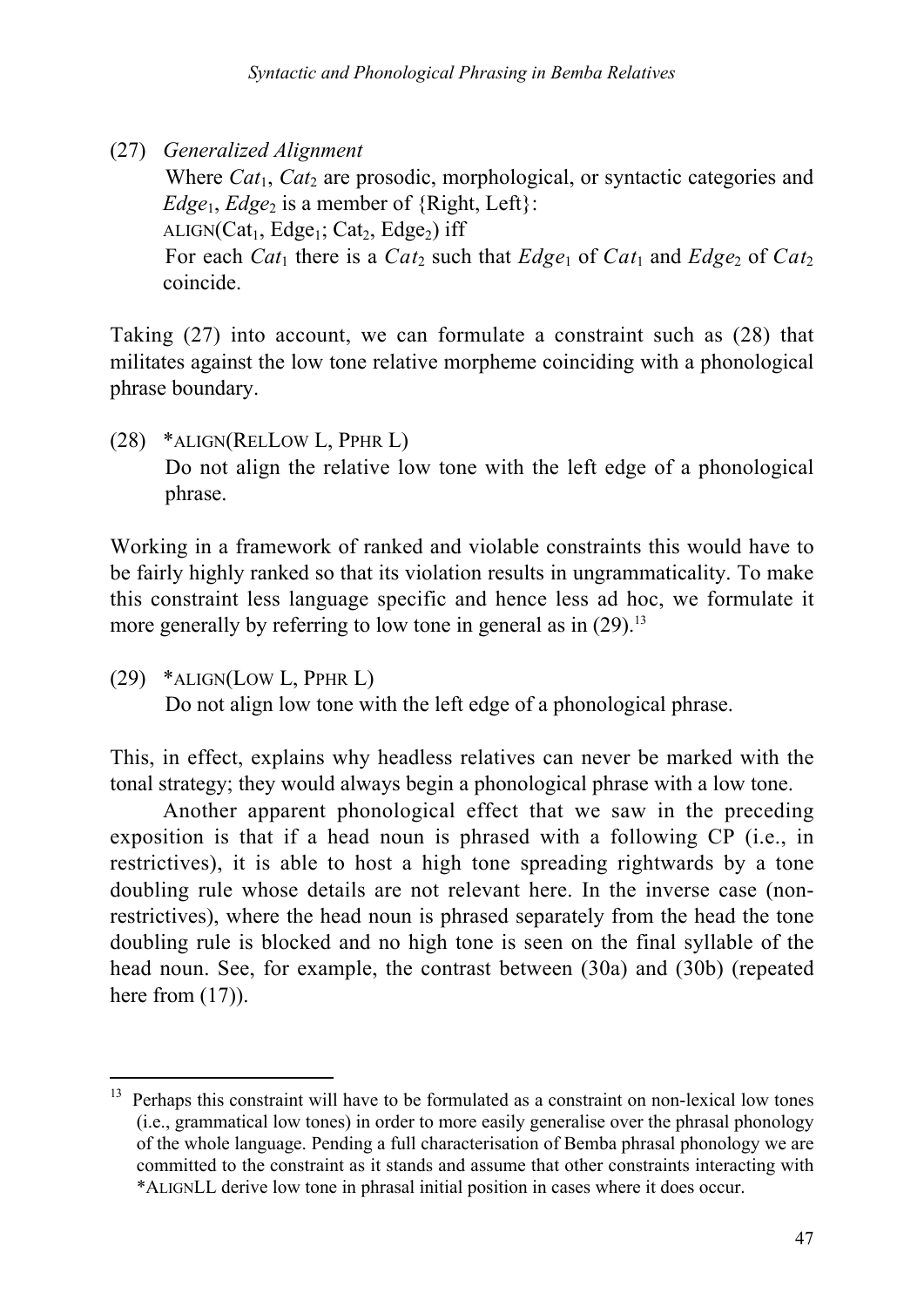(27) *Generalized Alignment*
Where $Cat_1$, $Cat_2$ are prosodic, morphological, or syntactic categories and $Edge_1$, $Edge_2$ is a member of {Right, Left}:
ALIGN($Cat_1$, $Edge_1$; $Cat_2$, $Edge_2$) iff
For each $Cat_1$ there is a $Cat_2$ such that $Edge_1$ of $Cat_1$ and $Edge_2$ of $Cat_2$ coincide.

Taking (27) into account, we can formulate a constraint such as (28) that militates against the low tone relative morpheme coinciding with a phonological phrase boundary.

(28) \*ALIGN(RELLOW L, PPHR L)
Do not align the relative low tone with the left edge of a phonological phrase.

Working in a framework of ranked and violable constraints this would have to be fairly highly ranked so that its violation results in ungrammaticality. To make this constraint less language specific and hence less ad hoc, we formulate it more generally by referring to low tone in general as in (29).[13]

(29) \*ALIGN(LOW L, PPHR L)
Do not align low tone with the left edge of a phonological phrase.

This, in effect, explains why headless relatives can never be marked with the tonal strategy; they would always begin a phonological phrase with a low tone.

Another apparent phonological effect that we saw in the preceding exposition is that if a head noun is phrased with a following CP (i.e., in restrictives), it is able to host a high tone spreading rightwards by a tone doubling rule whose details are not relevant here. In the inverse case (non-restrictives), where the head noun is phrased separately from the head the tone doubling rule is blocked and no high tone is seen on the final syllable of the head noun. See, for example, the contrast between (30a) and (30b) (repeated here from (17)).

---

[13] Perhaps this constraint will have to be formulated as a constraint on non-lexical low tones (i.e., grammatical low tones) in order to more easily generalise over the phrasal phonology of the whole language. Pending a full characterisation of Bemba phrasal phonology we are committed to the constraint as it stands and assume that other constraints interacting with \*ALIGNLL derive low tone in phrasal initial position in cases where it does occur.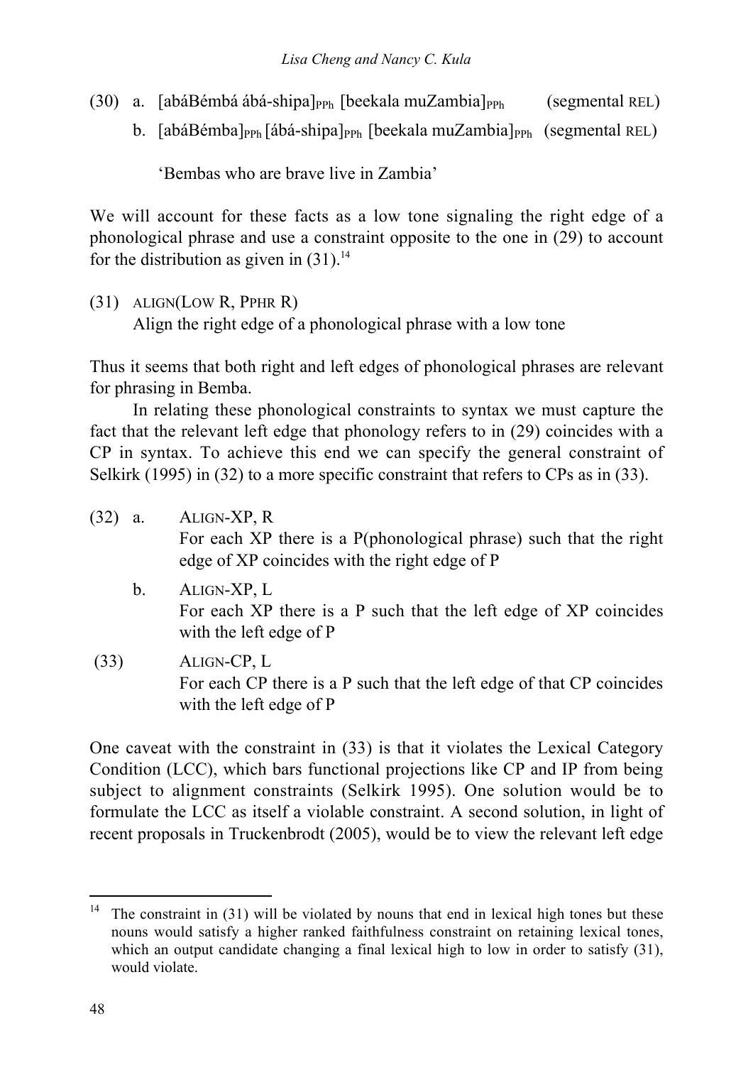(30) a. [abáBémbá ábá-shipa]$_{PPh}$ [beekala muZambia]$_{PPh}$ (segmental REL)

b. [abáBémba]$_{PPh}$ [ábá-shipa]$_{PPh}$ [beekala muZambia]$_{PPh}$ (segmental REL)

'Bembas who are brave live in Zambia'

We will account for these facts as a low tone signaling the right edge of a phonological phrase and use a constraint opposite to the one in (29) to account for the distribution as given in (31).[14]

(31) ALIGN(LOW R, PPHR R)
Align the right edge of a phonological phrase with a low tone

Thus it seems that both right and left edges of phonological phrases are relevant for phrasing in Bemba.

In relating these phonological constraints to syntax we must capture the fact that the relevant left edge that phonology refers to in (29) coincides with a CP in syntax. To achieve this end we can specify the general constraint of Selkirk (1995) in (32) to a more specific constraint that refers to CPs as in (33).

(32) a. ALIGN-XP, R
For each XP there is a P(phonological phrase) such that the right edge of XP coincides with the right edge of P

b. ALIGN-XP, L
For each XP there is a P such that the left edge of XP coincides with the left edge of P

(33) ALIGN-CP, L
For each CP there is a P such that the left edge of that CP coincides with the left edge of P

One caveat with the constraint in (33) is that it violates the Lexical Category Condition (LCC), which bars functional projections like CP and IP from being subject to alignment constraints (Selkirk 1995). One solution would be to formulate the LCC as itself a violable constraint. A second solution, in light of recent proposals in Truckenbrodt (2005), would be to view the relevant left edge

---

[14] The constraint in (31) will be violated by nouns that end in lexical high tones but these nouns would satisfy a higher ranked faithfulness constraint on retaining lexical tones, which an output candidate changing a final lexical high to low in order to satisfy (31), would violate.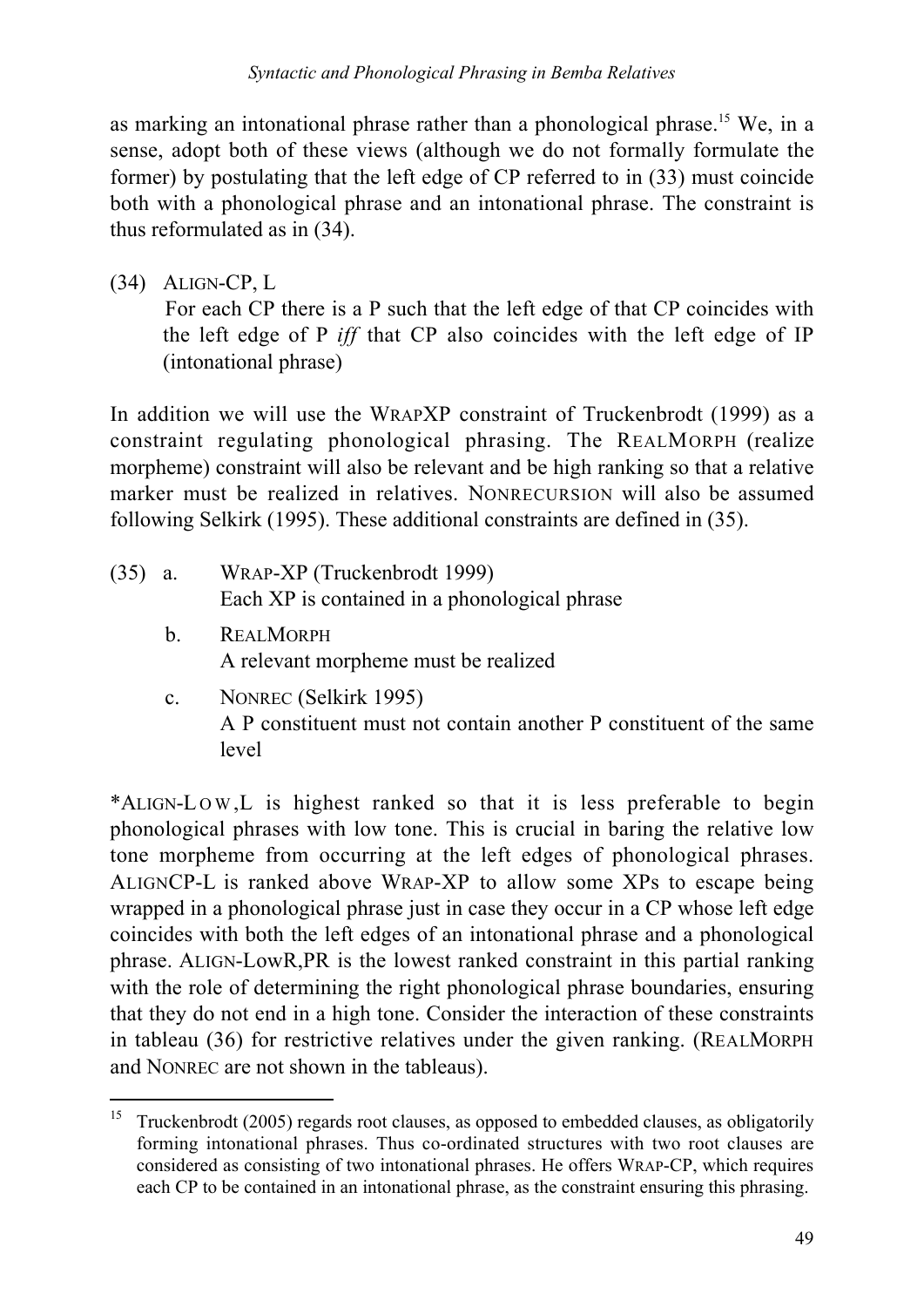as marking an intonational phrase rather than a phonological phrase.[15] We, in a sense, adopt both of these views (although we do not formally formulate the former) by postulating that the left edge of CP referred to in (33) must coincide both with a phonological phrase and an intonational phrase. The constraint is thus reformulated as in (34).

(34) ALIGN-CP, L
For each CP there is a P such that the left edge of that CP coincides with the left edge of P *iff* that CP also coincides with the left edge of IP (intonational phrase)

In addition we will use the WRAPXP constraint of Truckenbrodt (1999) as a constraint regulating phonological phrasing. The REALMORPH (realize morpheme) constraint will also be relevant and be high ranking so that a relative marker must be realized in relatives. NONRECURSION will also be assumed following Selkirk (1995). These additional constraints are defined in (35).

(35) a. WRAP-XP (Truckenbrodt 1999)
Each XP is contained in a phonological phrase

b. REALMORPH
A relevant morpheme must be realized

c. NONREC (Selkirk 1995)
A P constituent must not contain another P constituent of the same level

*ALIGN-LOW,L is highest ranked so that it is less preferable to begin phonological phrases with low tone. This is crucial in baring the relative low tone morpheme from occurring at the left edges of phonological phrases. ALIGNCP-L is ranked above WRAP-XP to allow some XPs to escape being wrapped in a phonological phrase just in case they occur in a CP whose left edge coincides with both the left edges of an intonational phrase and a phonological phrase. ALIGN-LowR,PR is the lowest ranked constraint in this partial ranking with the role of determining the right phonological phrase boundaries, ensuring that they do not end in a high tone. Consider the interaction of these constraints in tableau (36) for restrictive relatives under the given ranking. (REALMORPH and NONREC are not shown in the tableaus).

[15] Truckenbrodt (2005) regards root clauses, as opposed to embedded clauses, as obligatorily forming intonational phrases. Thus co-ordinated structures with two root clauses are considered as consisting of two intonational phrases. He offers WRAP-CP, which requires each CP to be contained in an intonational phrase, as the constraint ensuring this phrasing.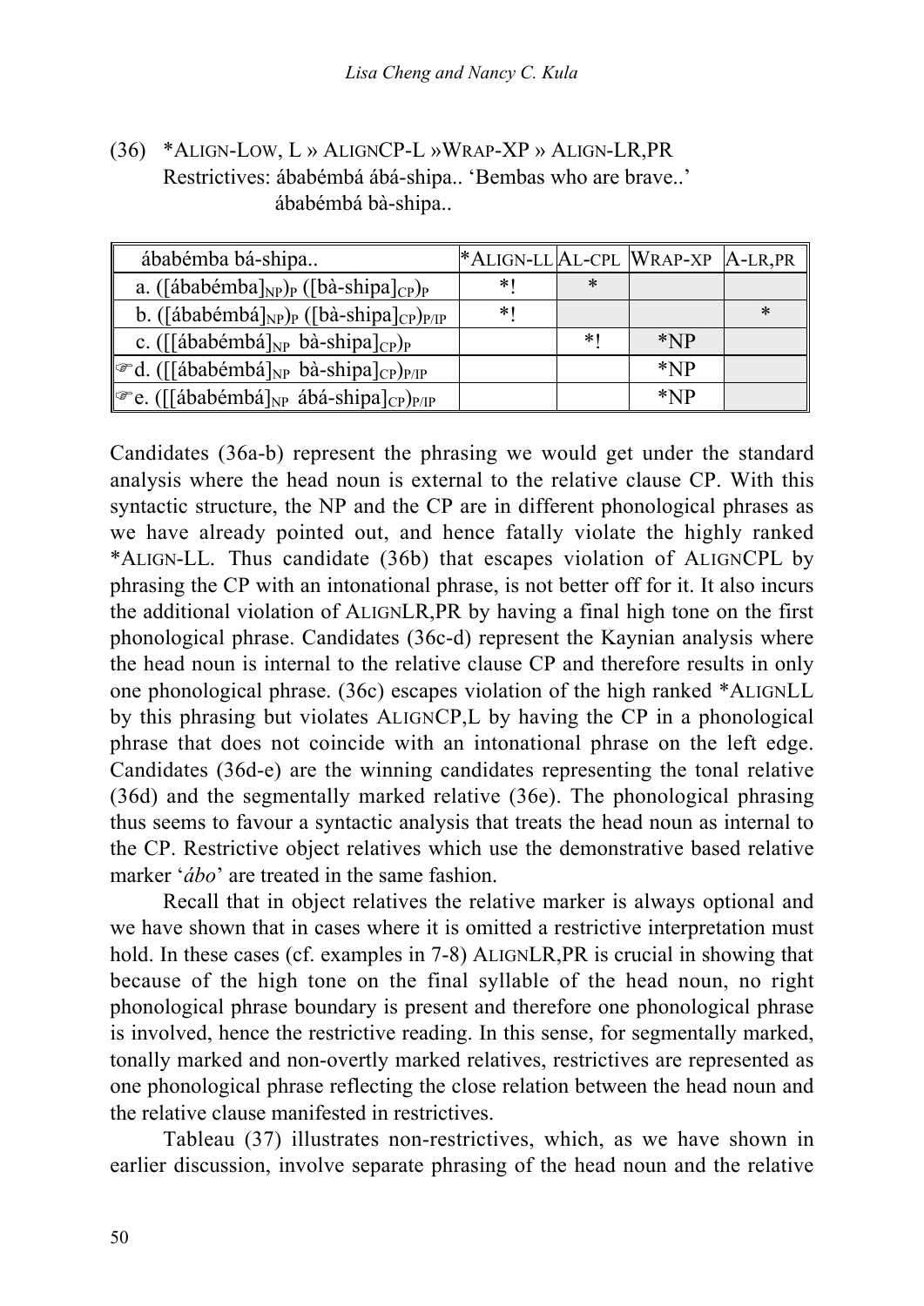(36) *ALIGN-LOW, L » ALIGNCP-L »WRAP-XP » ALIGN-LR,PR
Restrictives: ábabémbá ábá-shipa.. 'Bembas who are brave..'
ábabémbá bà-shipa..

| ábabémba bá-shipa.. | *ALIGN-LL | AL-CPL | WRAP-XP | A-LR,PR |
|---|---|---|---|---|
| a. ([ábabémba]$_{NP}$)$_P$ ([bà-shipa]$_{CP}$)$_P$ | *! | * | | |
| b. ([ábabémbá]$_{NP}$)$_P$ ([bà-shipa]$_{CP}$)$_{P/IP}$ | *! | | | * |
| c. ([[ábabémbá]$_{NP}$ bà-shipa]$_{CP}$)$_P$ | | *! | *NP | |
| ☞d. ([[ábabémbá]$_{NP}$ bà-shipa]$_{CP}$)$_{P/IP}$ | | | *NP | |
| ☞e. ([[ábabémbá]$_{NP}$ ábá-shipa]$_{CP}$)$_{P/IP}$ | | | *NP | |

Candidates (36a-b) represent the phrasing we would get under the standard analysis where the head noun is external to the relative clause CP. With this syntactic structure, the NP and the CP are in different phonological phrases as we have already pointed out, and hence fatally violate the highly ranked *ALIGN-LL. Thus candidate (36b) that escapes violation of ALIGNCPL by phrasing the CP with an intonational phrase, is not better off for it. It also incurs the additional violation of ALIGNLR,PR by having a final high tone on the first phonological phrase. Candidates (36c-d) represent the Kaynian analysis where the head noun is internal to the relative clause CP and therefore results in only one phonological phrase. (36c) escapes violation of the high ranked *ALIGNLL by this phrasing but violates ALIGNCP,L by having the CP in a phonological phrase that does not coincide with an intonational phrase on the left edge. Candidates (36d-e) are the winning candidates representing the tonal relative (36d) and the segmentally marked relative (36e). The phonological phrasing thus seems to favour a syntactic analysis that treats the head noun as internal to the CP. Restrictive object relatives which use the demonstrative based relative marker '*ábo*' are treated in the same fashion.

Recall that in object relatives the relative marker is always optional and we have shown that in cases where it is omitted a restrictive interpretation must hold. In these cases (cf. examples in 7-8) ALIGNLR,PR is crucial in showing that because of the high tone on the final syllable of the head noun, no right phonological phrase boundary is present and therefore one phonological phrase is involved, hence the restrictive reading. In this sense, for segmentally marked, tonally marked and non-overtly marked relatives, restrictives are represented as one phonological phrase reflecting the close relation between the head noun and the relative clause manifested in restrictives.

Tableau (37) illustrates non-restrictives, which, as we have shown in earlier discussion, involve separate phrasing of the head noun and the relative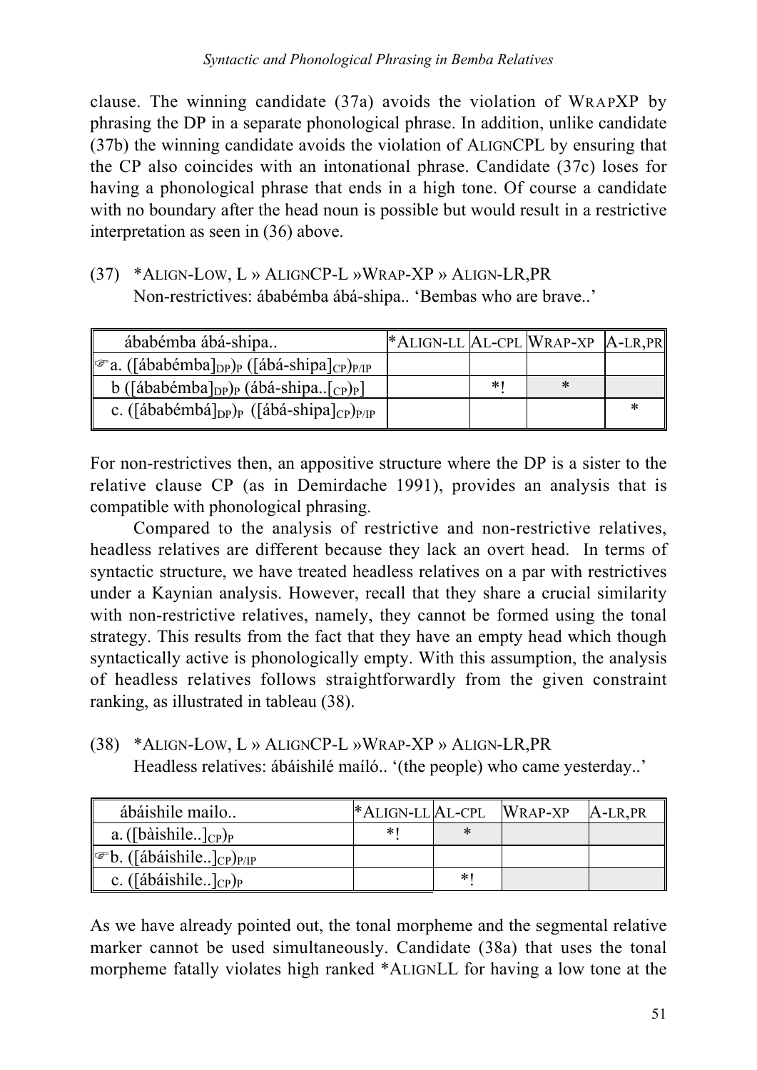clause. The winning candidate (37a) avoids the violation of WRAPXP by phrasing the DP in a separate phonological phrase. In addition, unlike candidate (37b) the winning candidate avoids the violation of ALIGNCPL by ensuring that the CP also coincides with an intonational phrase. Candidate (37c) loses for having a phonological phrase that ends in a high tone. Of course a candidate with no boundary after the head noun is possible but would result in a restrictive interpretation as seen in (36) above.

(37) \*ALIGN-LOW, L » ALIGNCP-L »WRAP-XP » ALIGN-LR,PR
Non-restrictives: ábabémba ábá-shipa.. 'Bembas who are brave..'

| ábabémba ábá-shipa.. | \*ALIGN-LL | AL-CPL | WRAP-XP | A-LR,PR |
|---|---|---|---|---|
| ☞a. ([ábabémba]$_{DP}$)$_P$ ([ábá-shipa]$_{CP}$)$_{P/IP}$ | | | | |
| b ([ábabémba]$_{DP}$)$_P$ (ábá-shipa..[$_{CP}$)$_P$] | | \*! | \* | |
| c. ([ábabémbá]$_{DP}$)$_P$ ([ábá-shipa]$_{CP}$)$_{P/IP}$ | | | | \* |

For non-restrictives then, an appositive structure where the DP is a sister to the relative clause CP (as in Demirdache 1991), provides an analysis that is compatible with phonological phrasing.

Compared to the analysis of restrictive and non-restrictive relatives, headless relatives are different because they lack an overt head. In terms of syntactic structure, we have treated headless relatives on a par with restrictives under a Kaynian analysis. However, recall that they share a crucial similarity with non-restrictive relatives, namely, they cannot be formed using the tonal strategy. This results from the fact that they have an empty head which though syntactically active is phonologically empty. With this assumption, the analysis of headless relatives follows straightforwardly from the given constraint ranking, as illustrated in tableau (38).

(38) \*ALIGN-LOW, L » ALIGNCP-L »WRAP-XP » ALIGN-LR,PR
Headless relatives: ábáishilé maíló.. '(the people) who came yesterday..'

| ábáishile mailo.. | \*ALIGN-LL | AL-CPL | WRAP-XP | A-LR,PR |
|---|---|---|---|---|
| a. ([bàishile..]$_{CP}$)$_P$ | \*! | \* | | |
| ☞b. ([ábáishile..]$_{CP}$)$_{P/IP}$ | | | | |
| c. ([ábáishile..]$_{CP}$)$_P$ | | \*! | | |

As we have already pointed out, the tonal morpheme and the segmental relative marker cannot be used simultaneously. Candidate (38a) that uses the tonal morpheme fatally violates high ranked \*ALIGNLL for having a low tone at the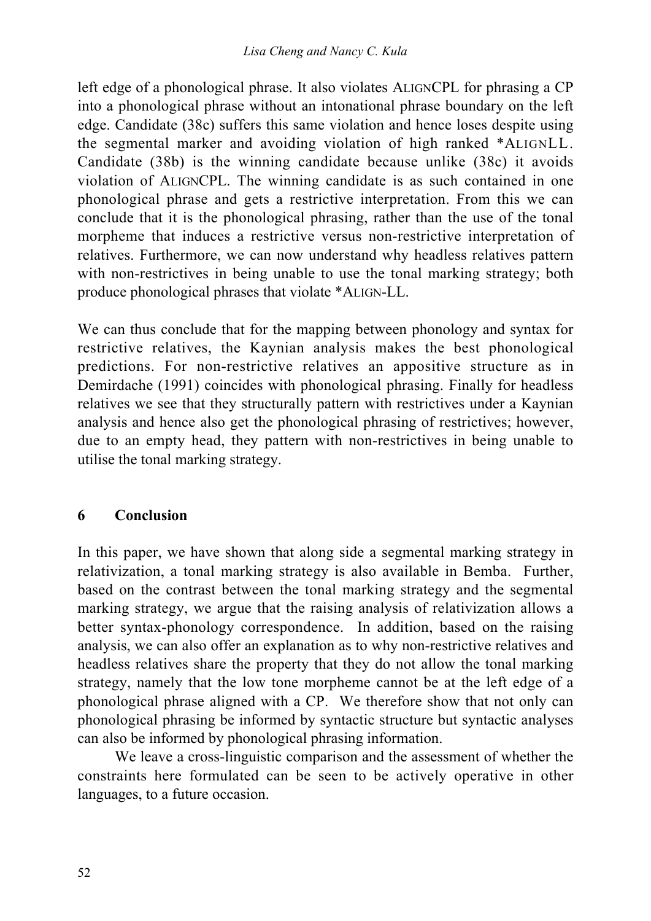left edge of a phonological phrase. It also violates ALIGNCPL for phrasing a CP into a phonological phrase without an intonational phrase boundary on the left edge. Candidate (38c) suffers this same violation and hence loses despite using the segmental marker and avoiding violation of high ranked *ALIGNLL. Candidate (38b) is the winning candidate because unlike (38c) it avoids violation of ALIGNCPL. The winning candidate is as such contained in one phonological phrase and gets a restrictive interpretation. From this we can conclude that it is the phonological phrasing, rather than the use of the tonal morpheme that induces a restrictive versus non-restrictive interpretation of relatives. Furthermore, we can now understand why headless relatives pattern with non-restrictives in being unable to use the tonal marking strategy; both produce phonological phrases that violate *ALIGN-LL.

We can thus conclude that for the mapping between phonology and syntax for restrictive relatives, the Kaynian analysis makes the best phonological predictions. For non-restrictive relatives an appositive structure as in Demirdache (1991) coincides with phonological phrasing. Finally for headless relatives we see that they structurally pattern with restrictives under a Kaynian analysis and hence also get the phonological phrasing of restrictives; however, due to an empty head, they pattern with non-restrictives in being unable to utilise the tonal marking strategy.

## 6 Conclusion

In this paper, we have shown that along side a segmental marking strategy in relativization, a tonal marking strategy is also available in Bemba. Further, based on the contrast between the tonal marking strategy and the segmental marking strategy, we argue that the raising analysis of relativization allows a better syntax-phonology correspondence. In addition, based on the raising analysis, we can also offer an explanation as to why non-restrictive relatives and headless relatives share the property that they do not allow the tonal marking strategy, namely that the low tone morpheme cannot be at the left edge of a phonological phrase aligned with a CP. We therefore show that not only can phonological phrasing be informed by syntactic structure but syntactic analyses can also be informed by phonological phrasing information.

We leave a cross-linguistic comparison and the assessment of whether the constraints here formulated can be seen to be actively operative in other languages, to a future occasion.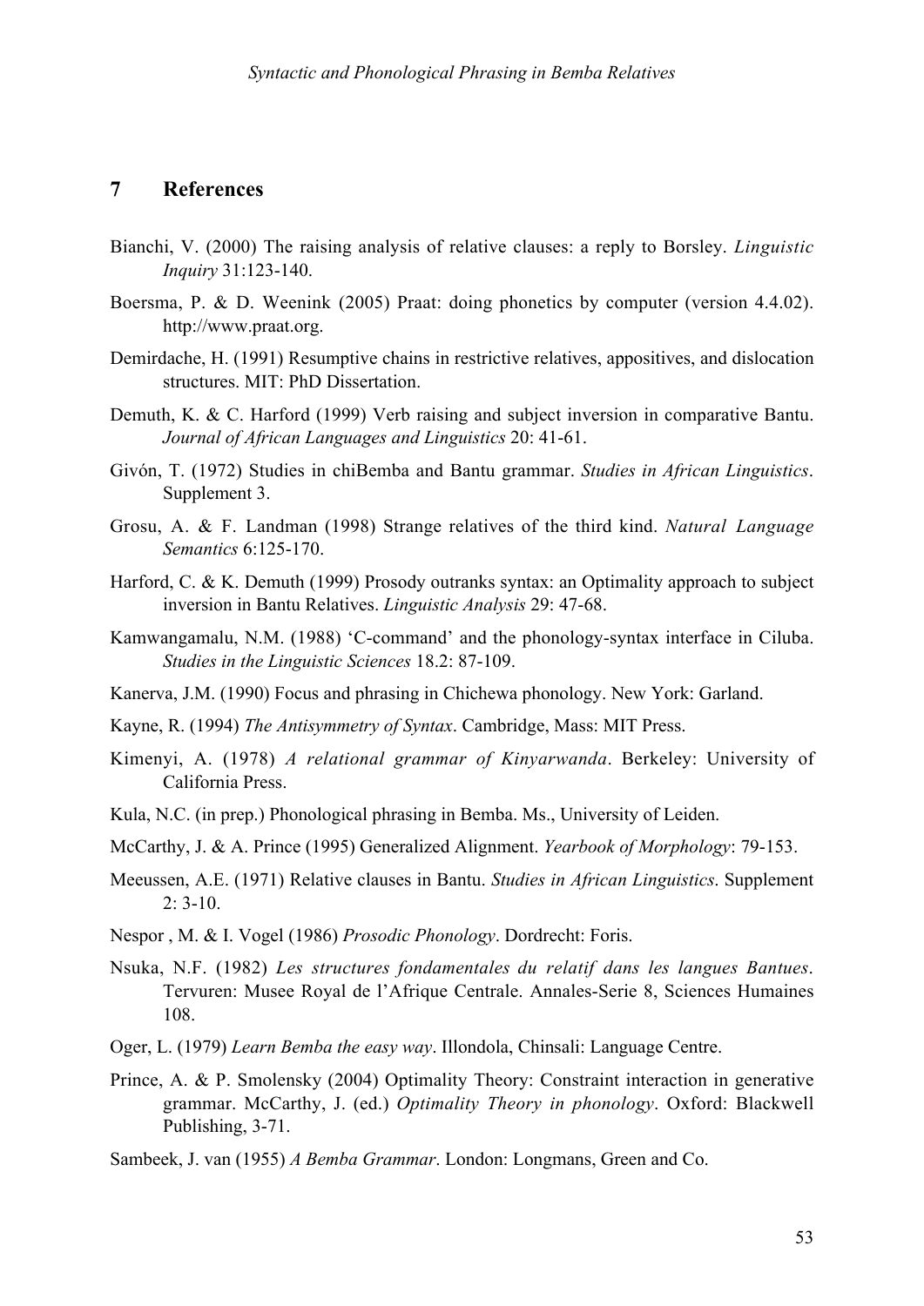## 7 References

Bianchi, V. (2000) The raising analysis of relative clauses: a reply to Borsley. *Linguistic Inquiry* 31:123-140.

Boersma, P. & D. Weenink (2005) Praat: doing phonetics by computer (version 4.4.02). http://www.praat.org.

Demirdache, H. (1991) Resumptive chains in restrictive relatives, appositives, and dislocation structures. MIT: PhD Dissertation.

Demuth, K. & C. Harford (1999) Verb raising and subject inversion in comparative Bantu. *Journal of African Languages and Linguistics* 20: 41-61.

Givón, T. (1972) Studies in chiBemba and Bantu grammar. *Studies in African Linguistics*. Supplement 3.

Grosu, A. & F. Landman (1998) Strange relatives of the third kind. *Natural Language Semantics* 6:125-170.

Harford, C. & K. Demuth (1999) Prosody outranks syntax: an Optimality approach to subject inversion in Bantu Relatives. *Linguistic Analysis* 29: 47-68.

Kamwangamalu, N.M. (1988) 'C-command' and the phonology-syntax interface in Ciluba. *Studies in the Linguistic Sciences* 18.2: 87-109.

Kanerva, J.M. (1990) Focus and phrasing in Chichewa phonology. New York: Garland.

Kayne, R. (1994) *The Antisymmetry of Syntax*. Cambridge, Mass: MIT Press.

Kimenyi, A. (1978) *A relational grammar of Kinyarwanda*. Berkeley: University of California Press.

Kula, N.C. (in prep.) Phonological phrasing in Bemba. Ms., University of Leiden.

McCarthy, J. & A. Prince (1995) Generalized Alignment. *Yearbook of Morphology*: 79-153.

Meeussen, A.E. (1971) Relative clauses in Bantu. *Studies in African Linguistics*. Supplement 2: 3-10.

Nespor , M. & I. Vogel (1986) *Prosodic Phonology*. Dordrecht: Foris.

Nsuka, N.F. (1982) *Les structures fondamentales du relatif dans les langues Bantues*. Tervuren: Musee Royal de l'Afrique Centrale. Annales-Serie 8, Sciences Humaines 108.

Oger, L. (1979) *Learn Bemba the easy way*. Illondola, Chinsali: Language Centre.

Prince, A. & P. Smolensky (2004) Optimality Theory: Constraint interaction in generative grammar. McCarthy, J. (ed.) *Optimality Theory in phonology*. Oxford: Blackwell Publishing, 3-71.

Sambeek, J. van (1955) *A Bemba Grammar*. London: Longmans, Green and Co.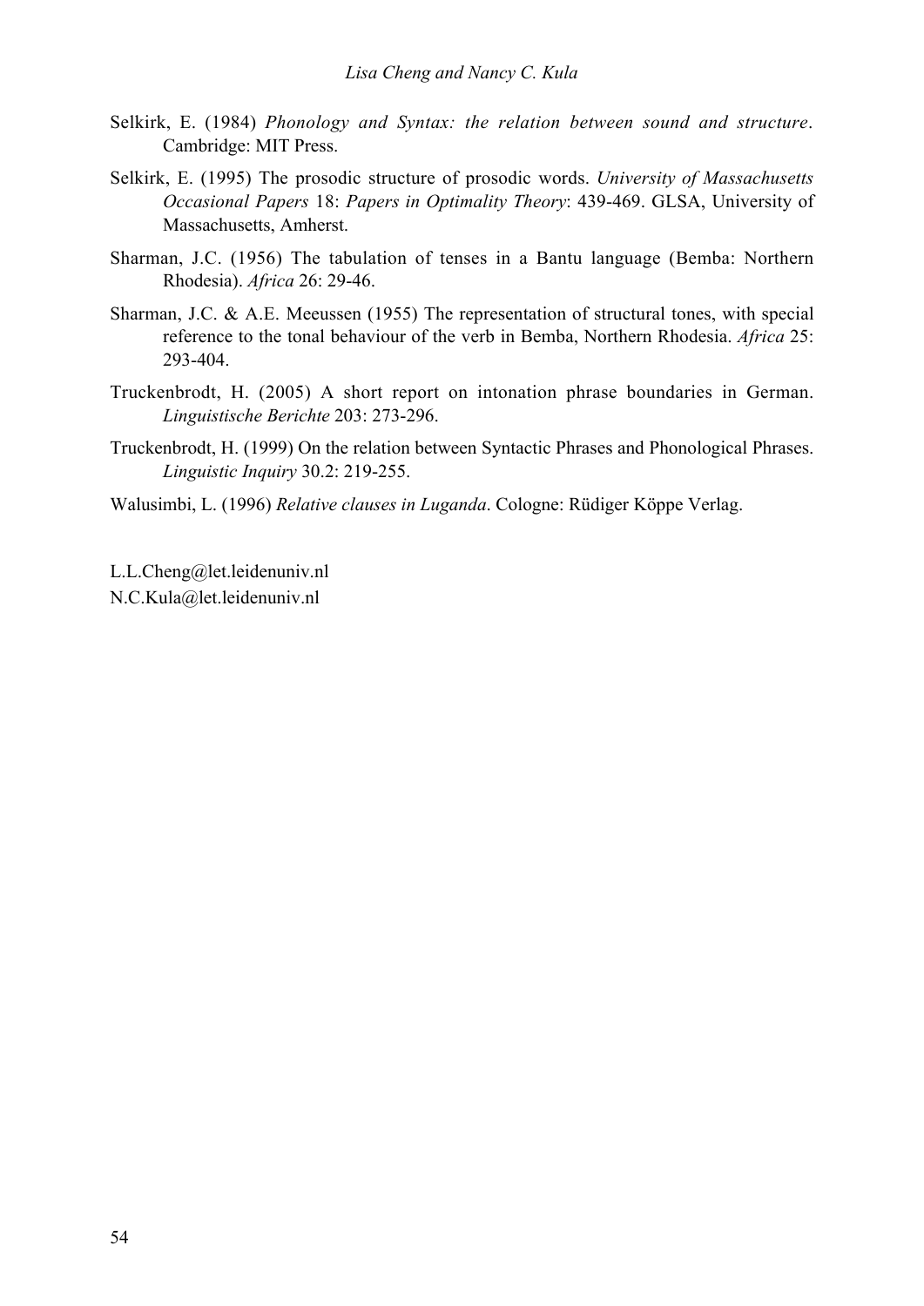Selkirk, E. (1984) *Phonology and Syntax: the relation between sound and structure*. Cambridge: MIT Press.

Selkirk, E. (1995) The prosodic structure of prosodic words. *University of Massachusetts Occasional Papers* 18: *Papers in Optimality Theory*: 439-469. GLSA, University of Massachusetts, Amherst.

Sharman, J.C. (1956) The tabulation of tenses in a Bantu language (Bemba: Northern Rhodesia). *Africa* 26: 29-46.

Sharman, J.C. & A.E. Meeussen (1955) The representation of structural tones, with special reference to the tonal behaviour of the verb in Bemba, Northern Rhodesia. *Africa* 25: 293-404.

Truckenbrodt, H. (2005) A short report on intonation phrase boundaries in German. *Linguistische Berichte* 203: 273-296.

Truckenbrodt, H. (1999) On the relation between Syntactic Phrases and Phonological Phrases. *Linguistic Inquiry* 30.2: 219-255.

Walusimbi, L. (1996) *Relative clauses in Luganda*. Cologne: Rüdiger Köppe Verlag.

L.L.Cheng@let.leidenuniv.nl
N.C.Kula@let.leidenuniv.nl